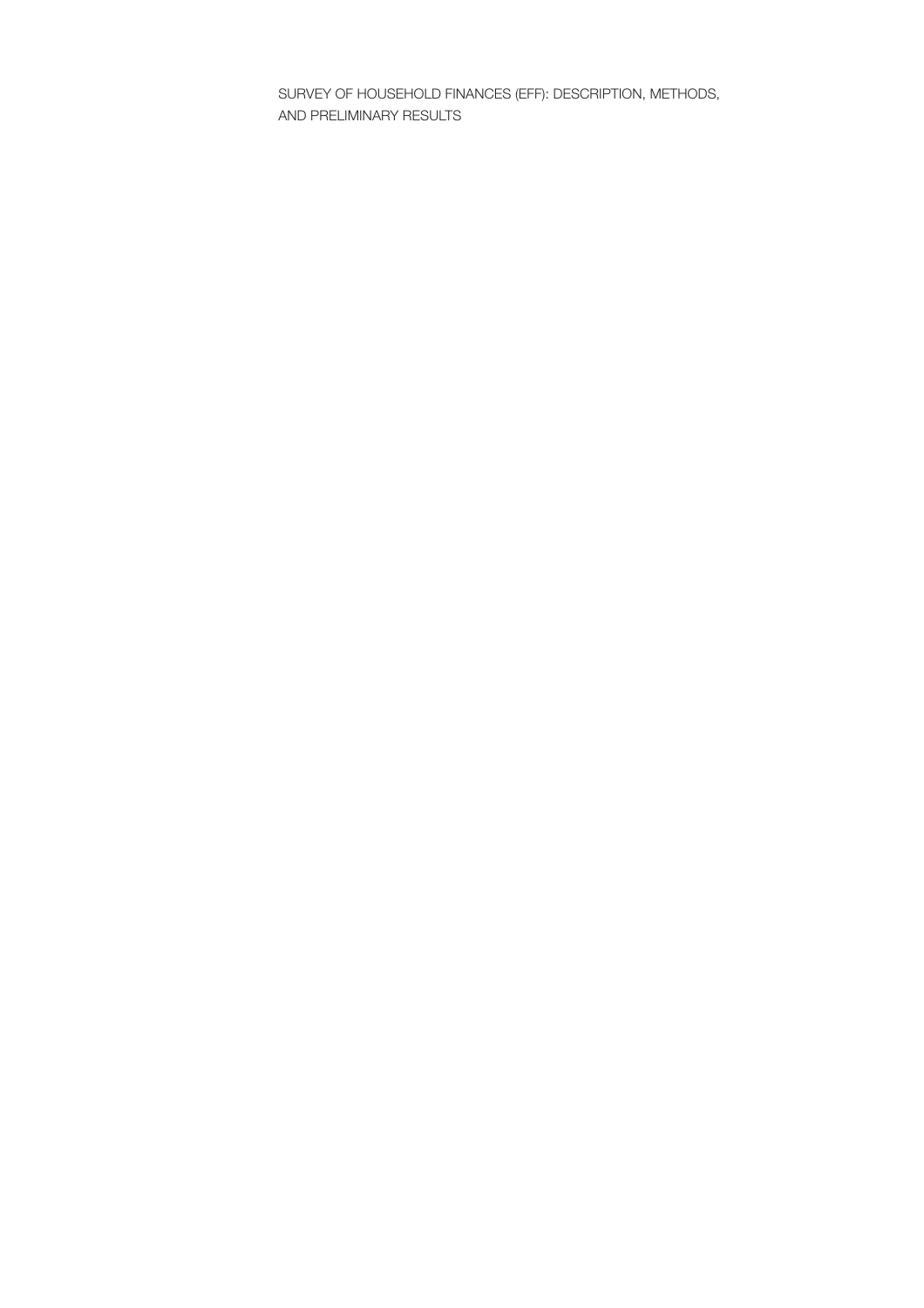# SURVEY OF HOUSEHOLD FINANCES (EFF): DESCRIPTION, METHODS, AND PRELIMINARY RESULTS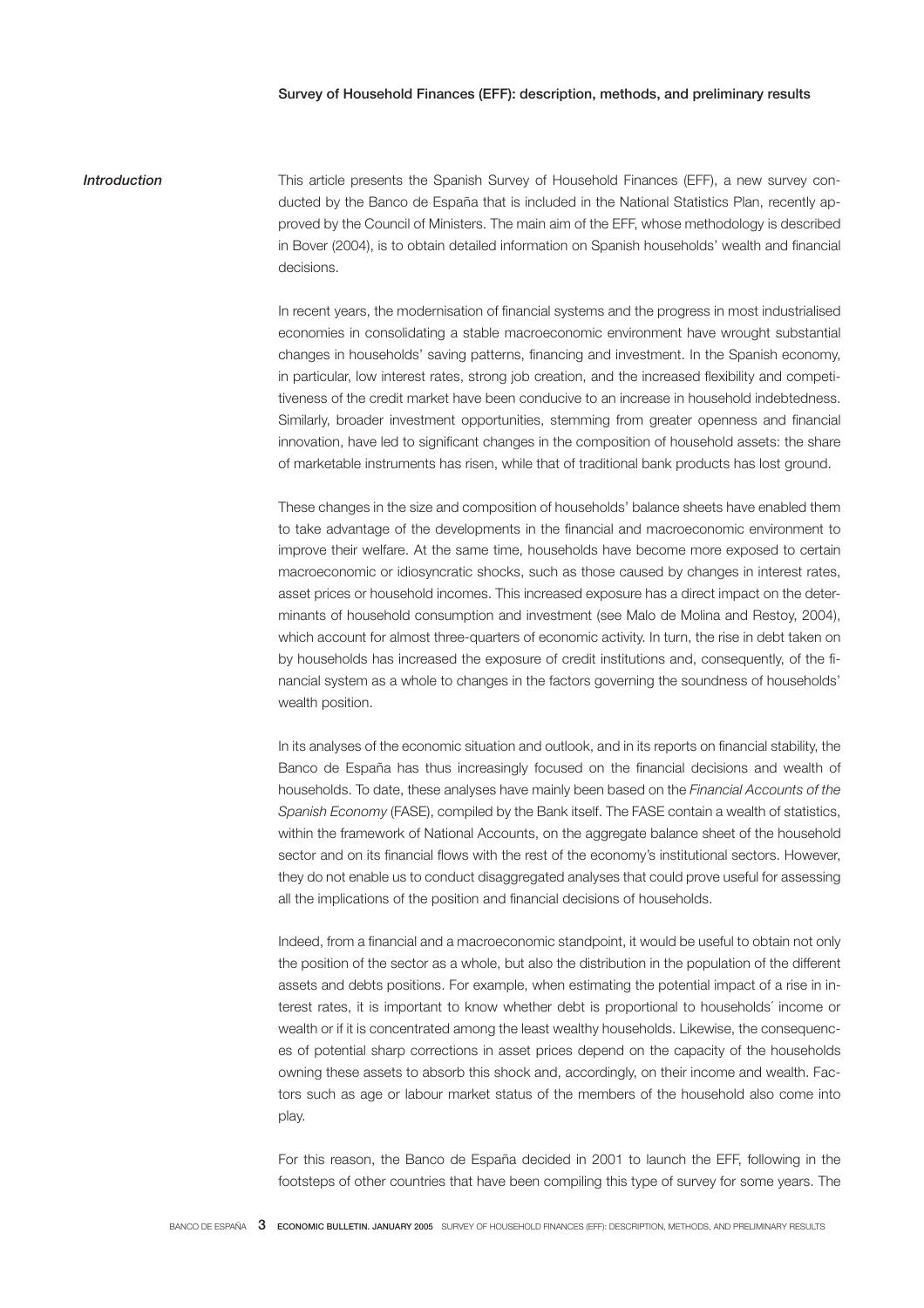## Introduction

This article presents the Spanish Survey of Household Finances (EFF), a new survey conducted by the Banco de España that is included in the National Statistics Plan, recently approved by the Council of Ministers. The main aim of the EFF, whose methodology is described in Bover (2004), is to obtain detailed information on Spanish households' wealth and financial decisions.

In recent years, the modernisation of financial systems and the progress in most industrialised economies in consolidating a stable macroeconomic environment have wrought substantial changes in households' saving patterns, financing and investment. In the Spanish economy, in particular, low interest rates, strong job creation, and the increased flexibility and competitiveness of the credit market have been conducive to an increase in household indebtedness. Similarly, broader investment opportunities, stemming from greater openness and financial innovation, have led to significant changes in the composition of household assets: the share of marketable instruments has risen, while that of traditional bank products has lost ground.

These changes in the size and composition of households' balance sheets have enabled them to take advantage of the developments in the financial and macroeconomic environment to improve their welfare. At the same time, households have become more exposed to certain macroeconomic or idiosyncratic shocks, such as those caused by changes in interest rates, asset prices or household incomes. This increased exposure has a direct impact on the determinants of household consumption and investment (see Malo de Molina and Restoy, 2004), which account for almost three-quarters of economic activity. In turn, the rise in debt taken on by households has increased the exposure of credit institutions and, consequently, of the financial system as a whole to changes in the factors governing the soundness of households' wealth position.

In its analyses of the economic situation and outlook, and in its reports on financial stability, the Banco de España has thus increasingly focused on the financial decisions and wealth of households. To date, these analyses have mainly been based on the *Financial Accounts of the Spanish Economy* (FASE), compiled by the Bank itself. The FASE contain a wealth of statistics, within the framework of National Accounts, on the aggregate balance sheet of the household sector and on its financial flows with the rest of the economy's institutional sectors. However, they do not enable us to conduct disaggregated analyses that could prove useful for assessing all the implications of the position and financial decisions of households.

Indeed, from a financial and a macroeconomic standpoint, it would be useful to obtain not only the position of the sector as a whole, but also the distribution in the population of the different assets and debts positions. For example, when estimating the potential impact of a rise in interest rates, it is important to know whether debt is proportional to households´ income or wealth or if it is concentrated among the least wealthy households. Likewise, the consequences of potential sharp corrections in asset prices depend on the capacity of the households owning these assets to absorb this shock and, accordingly, on their income and wealth. Factors such as age or labour market status of the members of the household also come into play.

For this reason, the Banco de España decided in 2001 to launch the EFF, following in the footsteps of other countries that have been compiling this type of survey for some years. The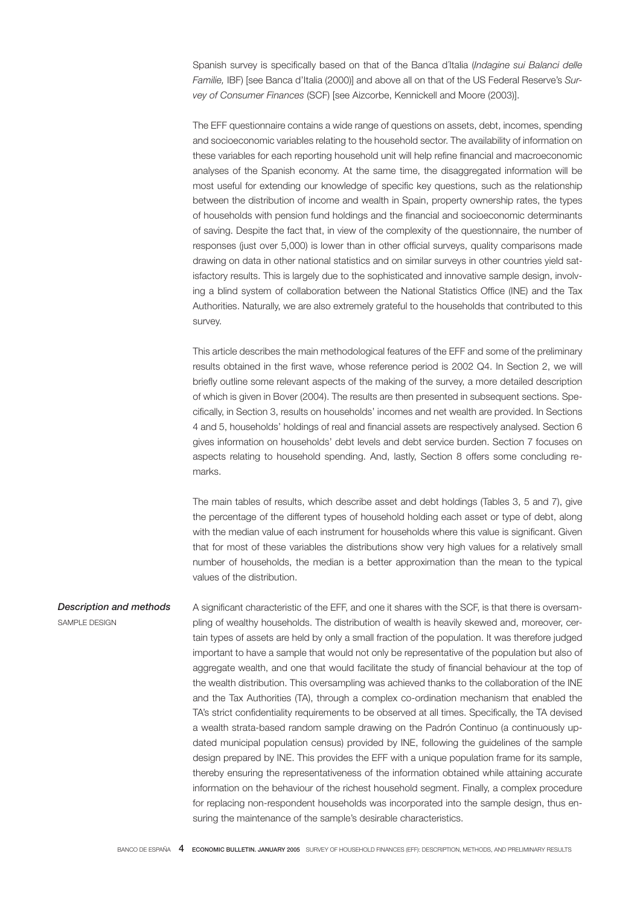Spanish survey is specifically based on that of the Banca d'Italia (*Indagine sui Balanci delle Familie,* IBF) [see Banca d'Italia (2000)] and above all on that of the US Federal Reserve's *Survey of Consumer Finances* (SCF) [see Aizcorbe, Kennickell and Moore (2003)].

The EFF questionnaire contains a wide range of questions on assets, debt, incomes, spending and socioeconomic variables relating to the household sector. The availability of information on these variables for each reporting household unit will help refine financial and macroeconomic analyses of the Spanish economy. At the same time, the disaggregated information will be most useful for extending our knowledge of specific key questions, such as the relationship between the distribution of income and wealth in Spain, property ownership rates, the types of households with pension fund holdings and the financial and socioeconomic determinants of saving. Despite the fact that, in view of the complexity of the questionnaire, the number of responses (just over 5,000) is lower than in other official surveys, quality comparisons made drawing on data in other national statistics and on similar surveys in other countries yield satisfactory results. This is largely due to the sophisticated and innovative sample design, involving a blind system of collaboration between the National Statistics Office (INE) and the Tax Authorities. Naturally, we are also extremely grateful to the households that contributed to this survey.

This article describes the main methodological features of the EFF and some of the preliminary results obtained in the first wave, whose reference period is 2002 Q4. In Section 2, we will briefly outline some relevant aspects of the making of the survey, a more detailed description of which is given in Bover (2004). The results are then presented in subsequent sections. Specifically, in Section 3, results on households' incomes and net wealth are provided. In Sections 4 and 5, households' holdings of real and financial assets are respectively analysed. Section 6 gives information on households' debt levels and debt service burden. Section 7 focuses on aspects relating to household spending. And, lastly, Section 8 offers some concluding remarks.

The main tables of results, which describe asset and debt holdings (Tables 3, 5 and 7), give the percentage of the different types of household holding each asset or type of debt, along with the median value of each instrument for households where this value is significant. Given that for most of these variables the distributions show very high values for a relatively small number of households, the median is a better approximation than the mean to the typical values of the distribution.

## *Description and methods*

### SAMPLE DESIGN

A significant characteristic of the EFF, and one it shares with the SCF, is that there is oversampling of wealthy households. The distribution of wealth is heavily skewed and, moreover, certain types of assets are held by only a small fraction of the population. It was therefore judged important to have a sample that would not only be representative of the population but also of aggregate wealth, and one that would facilitate the study of financial behaviour at the top of the wealth distribution. This oversampling was achieved thanks to the collaboration of the INE and the Tax Authorities (TA), through a complex co-ordination mechanism that enabled the TA's strict confidentiality requirements to be observed at all times. Specifically, the TA devised a wealth strata-based random sample drawing on the Padrón Continuo (a continuously updated municipal population census) provided by INE, following the guidelines of the sample design prepared by INE. This provides the EFF with a unique population frame for its sample, thereby ensuring the representativeness of the information obtained while attaining accurate information on the behaviour of the richest household segment. Finally, a complex procedure for replacing non-respondent households was incorporated into the sample design, thus ensuring the maintenance of the sample's desirable characteristics.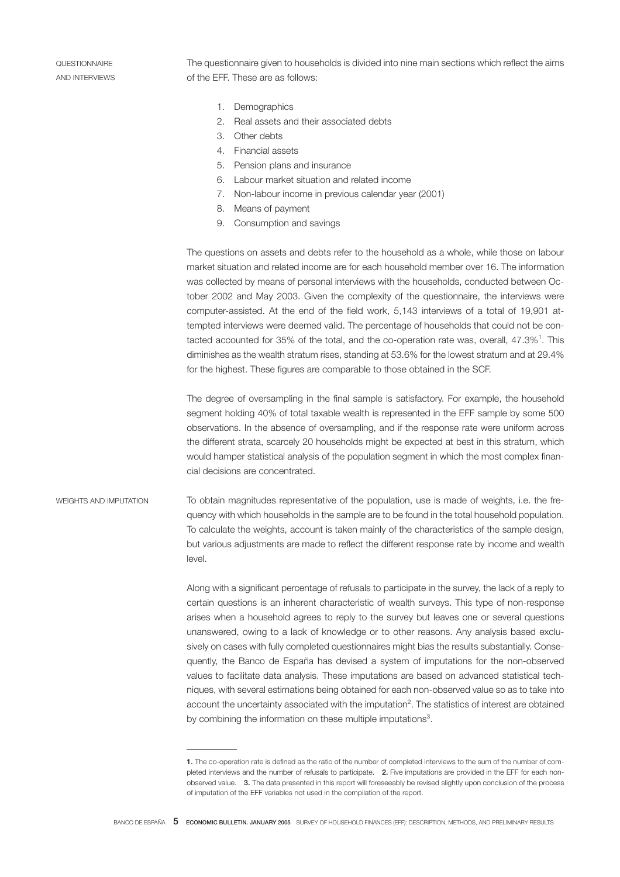## QUESTIONNAIRE AND INTERVIEWS

The questionnaire given to households is divided into nine main sections which reflect the aims of the EFF. These are as follows:

1. Demographics
2. Real assets and their associated debts
3. Other debts
4. Financial assets
5. Pension plans and insurance
6. Labour market situation and related income
7. Non-labour income in previous calendar year (2001)
8. Means of payment
9. Consumption and savings

The questions on assets and debts refer to the household as a whole, while those on labour market situation and related income are for each household member over 16. The information was collected by means of personal interviews with the households, conducted between October 2002 and May 2003. Given the complexity of the questionnaire, the interviews were computer-assisted. At the end of the field work, 5,143 interviews of a total of 19,901 attempted interviews were deemed valid. The percentage of households that could not be contacted accounted for 35% of the total, and the co-operation rate was, overall, 47.3%[1]. This diminishes as the wealth stratum rises, standing at 53.6% for the lowest stratum and at 29.4% for the highest. These figures are comparable to those obtained in the SCF.

The degree of oversampling in the final sample is satisfactory. For example, the household segment holding 40% of total taxable wealth is represented in the EFF sample by some 500 observations. In the absence of oversampling, and if the response rate were uniform across the different strata, scarcely 20 households might be expected at best in this stratum, which would hamper statistical analysis of the population segment in which the most complex financial decisions are concentrated.

## WEIGHTS AND IMPUTATION

To obtain magnitudes representative of the population, use is made of weights, i.e. the frequency with which households in the sample are to be found in the total household population. To calculate the weights, account is taken mainly of the characteristics of the sample design, but various adjustments are made to reflect the different response rate by income and wealth level.

Along with a significant percentage of refusals to participate in the survey, the lack of a reply to certain questions is an inherent characteristic of wealth surveys. This type of non-response arises when a household agrees to reply to the survey but leaves one or several questions unanswered, owing to a lack of knowledge or to other reasons. Any analysis based exclusively on cases with fully completed questionnaires might bias the results substantially. Consequently, the Banco de España has devised a system of imputations for the non-observed values to facilitate data analysis. These imputations are based on advanced statistical techniques, with several estimations being obtained for each non-observed value so as to take into account the uncertainty associated with the imputation[2]. The statistics of interest are obtained by combining the information on these multiple imputations[3].

---

**1.** The co-operation rate is defined as the ratio of the number of completed interviews to the sum of the number of completed interviews and the number of refusals to participate. **2.** Five imputations are provided in the EFF for each non-observed value. **3.** The data presented in this report will foreseeably be revised slightly upon conclusion of the process of imputation of the EFF variables not used in the compilation of the report.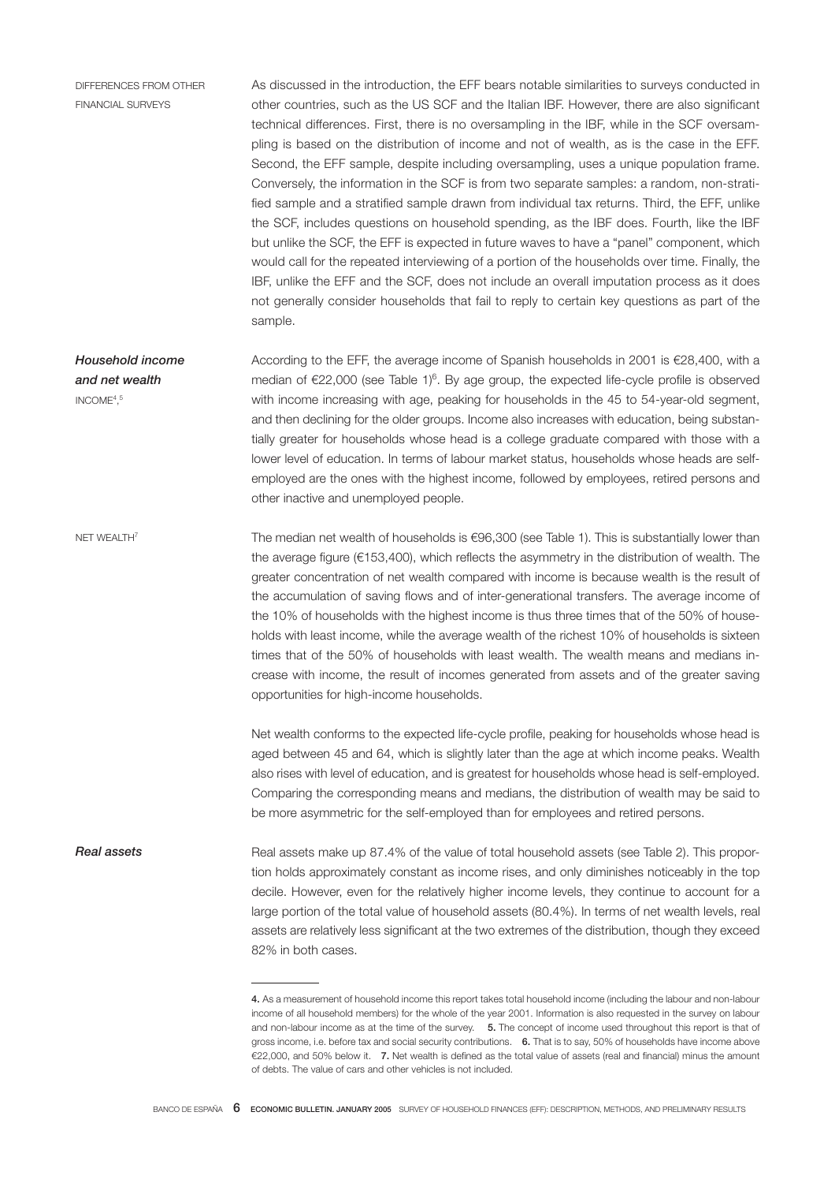DIFFERENCES FROM OTHER FINANCIAL SURVEYS

As discussed in the introduction, the EFF bears notable similarities to surveys conducted in other countries, such as the US SCF and the Italian IBF. However, there are also significant technical differences. First, there is no oversampling in the IBF, while in the SCF oversampling is based on the distribution of income and not of wealth, as is the case in the EFF. Second, the EFF sample, despite including oversampling, uses a unique population frame. Conversely, the information in the SCF is from two separate samples: a random, non-stratified sample and a stratified sample drawn from individual tax returns. Third, the EFF, unlike the SCF, includes questions on household spending, as the IBF does. Fourth, like the IBF but unlike the SCF, the EFF is expected in future waves to have a "panel" component, which would call for the repeated interviewing of a portion of the households over time. Finally, the IBF, unlike the EFF and the SCF, does not include an overall imputation process as it does not generally consider households that fail to reply to certain key questions as part of the sample.

## *Household income and net wealth*

INCOME[4,5]

According to the EFF, the average income of Spanish households in 2001 is €28,400, with a median of €22,000 (see Table 1)[6]. By age group, the expected life-cycle profile is observed with income increasing with age, peaking for households in the 45 to 54-year-old segment, and then declining for the older groups. Income also increases with education, being substantially greater for households whose head is a college graduate compared with those with a lower level of education. In terms of labour market status, households whose heads are self-employed are the ones with the highest income, followed by employees, retired persons and other inactive and unemployed people.

NET WEALTH[7]

The median net wealth of households is €96,300 (see Table 1). This is substantially lower than the average figure (€153,400), which reflects the asymmetry in the distribution of wealth. The greater concentration of net wealth compared with income is because wealth is the result of the accumulation of saving flows and of inter-generational transfers. The average income of the 10% of households with the highest income is thus three times that of the 50% of households with least income, while the average wealth of the richest 10% of households is sixteen times that of the 50% of households with least wealth. The wealth means and medians increase with income, the result of incomes generated from assets and of the greater saving opportunities for high-income households.

Net wealth conforms to the expected life-cycle profile, peaking for households whose head is aged between 45 and 64, which is slightly later than the age at which income peaks. Wealth also rises with level of education, and is greatest for households whose head is self-employed. Comparing the corresponding means and medians, the distribution of wealth may be said to be more asymmetric for the self-employed than for employees and retired persons.

## *Real assets*

Real assets make up 87.4% of the value of total household assets (see Table 2). This proportion holds approximately constant as income rises, and only diminishes noticeably in the top decile. However, even for the relatively higher income levels, they continue to account for a large portion of the total value of household assets (80.4%). In terms of net wealth levels, real assets are relatively less significant at the two extremes of the distribution, though they exceed 82% in both cases.

---

**4.** As a measurement of household income this report takes total household income (including the labour and non-labour income of all household members) for the whole of the year 2001. Information is also requested in the survey on labour and non-labour income as at the time of the survey. **5.** The concept of income used throughout this report is that of gross income, i.e. before tax and social security contributions. **6.** That is to say, 50% of households have income above €22,000, and 50% below it. **7.** Net wealth is defined as the total value of assets (real and financial) minus the amount of debts. The value of cars and other vehicles is not included.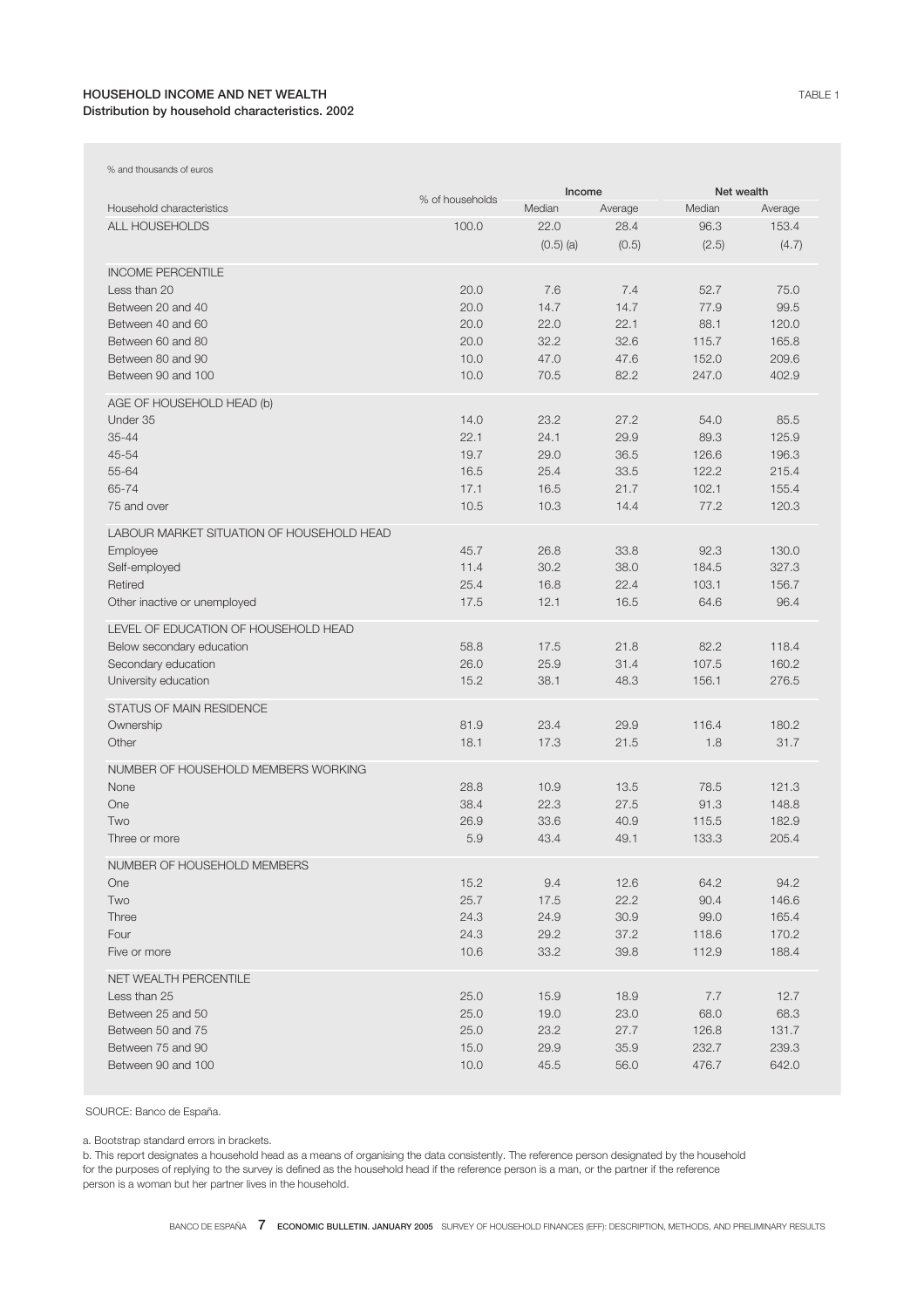**HOUSEHOLD INCOME AND NET WEALTH** TABLE 1
**Distribution by household characteristics. 2002**

% and thousands of euros

| Household characteristics | % of households | Income | | Net wealth | |
|---|---|---|---|---|---|
| | | Median | Average | Median | Average |
| ALL HOUSEHOLDS | 100.0 | 22.0 | 28.4 | 96.3 | 153.4 |
| | | (0.5) (a) | (0.5) | (2.5) | (4.7) |
| INCOME PERCENTILE | | | | | |
| Less than 20 | 20.0 | 7.6 | 7.4 | 52.7 | 75.0 |
| Between 20 and 40 | 20.0 | 14.7 | 14.7 | 77.9 | 99.5 |
| Between 40 and 60 | 20.0 | 22.0 | 22.1 | 88.1 | 120.0 |
| Between 60 and 80 | 20.0 | 32.2 | 32.6 | 115.7 | 165.8 |
| Between 80 and 90 | 10.0 | 47.0 | 47.6 | 152.0 | 209.6 |
| Between 90 and 100 | 10.0 | 70.5 | 82.2 | 247.0 | 402.9 |
| AGE OF HOUSEHOLD HEAD (b) | | | | | |
| Under 35 | 14.0 | 23.2 | 27.2 | 54.0 | 85.5 |
| 35-44 | 22.1 | 24.1 | 29.9 | 89.3 | 125.9 |
| 45-54 | 19.7 | 29.0 | 36.5 | 126.6 | 196.3 |
| 55-64 | 16.5 | 25.4 | 33.5 | 122.2 | 215.4 |
| 65-74 | 17.1 | 16.5 | 21.7 | 102.1 | 155.4 |
| 75 and over | 10.5 | 10.3 | 14.4 | 77.2 | 120.3 |
| LABOUR MARKET SITUATION OF HOUSEHOLD HEAD | | | | | |
| Employee | 45.7 | 26.8 | 33.8 | 92.3 | 130.0 |
| Self-employed | 11.4 | 30.2 | 38.0 | 184.5 | 327.3 |
| Retired | 25.4 | 16.8 | 22.4 | 103.1 | 156.7 |
| Other inactive or unemployed | 17.5 | 12.1 | 16.5 | 64.6 | 96.4 |
| LEVEL OF EDUCATION OF HOUSEHOLD HEAD | | | | | |
| Below secondary education | 58.8 | 17.5 | 21.8 | 82.2 | 118.4 |
| Secondary education | 26.0 | 25.9 | 31.4 | 107.5 | 160.2 |
| University education | 15.2 | 38.1 | 48.3 | 156.1 | 276.5 |
| STATUS OF MAIN RESIDENCE | | | | | |
| Ownership | 81.9 | 23.4 | 29.9 | 116.4 | 180.2 |
| Other | 18.1 | 17.3 | 21.5 | 1.8 | 31.7 |
| NUMBER OF HOUSEHOLD MEMBERS WORKING | | | | | |
| None | 28.8 | 10.9 | 13.5 | 78.5 | 121.3 |
| One | 38.4 | 22.3 | 27.5 | 91.3 | 148.8 |
| Two | 26.9 | 33.6 | 40.9 | 115.5 | 182.9 |
| Three or more | 5.9 | 43.4 | 49.1 | 133.3 | 205.4 |
| NUMBER OF HOUSEHOLD MEMBERS | | | | | |
| One | 15.2 | 9.4 | 12.6 | 64.2 | 94.2 |
| Two | 25.7 | 17.5 | 22.2 | 90.4 | 146.6 |
| Three | 24.3 | 24.9 | 30.9 | 99.0 | 165.4 |
| Four | 24.3 | 29.2 | 37.2 | 118.6 | 170.2 |
| Five or more | 10.6 | 33.2 | 39.8 | 112.9 | 188.4 |
| NET WEALTH PERCENTILE | | | | | |
| Less than 25 | 25.0 | 15.9 | 18.9 | 7.7 | 12.7 |
| Between 25 and 50 | 25.0 | 19.0 | 23.0 | 68.0 | 68.3 |
| Between 50 and 75 | 25.0 | 23.2 | 27.7 | 126.8 | 131.7 |
| Between 75 and 90 | 15.0 | 29.9 | 35.9 | 232.7 | 239.3 |
| Between 90 and 100 | 10.0 | 45.5 | 56.0 | 476.7 | 642.0 |

SOURCE: Banco de España.

a. Bootstrap standard errors in brackets.

b. This report designates a household head as a means of organising the data consistently. The reference person designated by the household for the purposes of replying to the survey is defined as the household head if the reference person is a man, or the partner if the reference person is a woman but her partner lives in the household.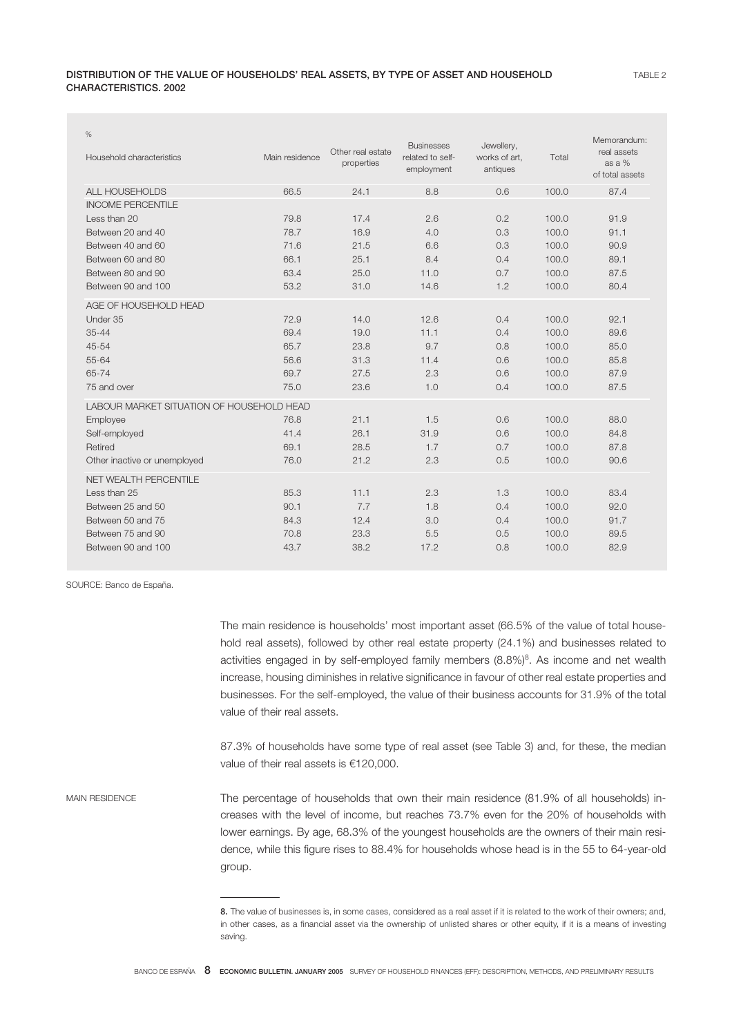**DISTRIBUTION OF THE VALUE OF HOUSEHOLDS' REAL ASSETS, BY TYPE OF ASSET AND HOUSEHOLD CHARACTERISTICS. 2002**

TABLE 2

%

| Household characteristics | Main residence | Other real estate properties | Businesses related to self-employment | Jewellery, works of art, antiques | Total | Memorandum: real assets as a % of total assets |
|---|---|---|---|---|---|---|
| ALL HOUSEHOLDS | 66.5 | 24.1 | 8.8 | 0.6 | 100.0 | 87.4 |
| INCOME PERCENTILE | | | | | | |
| Less than 20 | 79.8 | 17.4 | 2.6 | 0.2 | 100.0 | 91.9 |
| Between 20 and 40 | 78.7 | 16.9 | 4.0 | 0.3 | 100.0 | 91.1 |
| Between 40 and 60 | 71.6 | 21.5 | 6.6 | 0.3 | 100.0 | 90.9 |
| Between 60 and 80 | 66.1 | 25.1 | 8.4 | 0.4 | 100.0 | 89.1 |
| Between 80 and 90 | 63.4 | 25.0 | 11.0 | 0.7 | 100.0 | 87.5 |
| Between 90 and 100 | 53.2 | 31.0 | 14.6 | 1.2 | 100.0 | 80.4 |
| AGE OF HOUSEHOLD HEAD | | | | | | |
| Under 35 | 72.9 | 14.0 | 12.6 | 0.4 | 100.0 | 92.1 |
| 35-44 | 69.4 | 19.0 | 11.1 | 0.4 | 100.0 | 89.6 |
| 45-54 | 65.7 | 23.8 | 9.7 | 0.8 | 100.0 | 85.0 |
| 55-64 | 56.6 | 31.3 | 11.4 | 0.6 | 100.0 | 85.8 |
| 65-74 | 69.7 | 27.5 | 2.3 | 0.6 | 100.0 | 87.9 |
| 75 and over | 75.0 | 23.6 | 1.0 | 0.4 | 100.0 | 87.5 |
| LABOUR MARKET SITUATION OF HOUSEHOLD HEAD | | | | | | |
| Employee | 76.8 | 21.1 | 1.5 | 0.6 | 100.0 | 88.0 |
| Self-employed | 41.4 | 26.1 | 31.9 | 0.6 | 100.0 | 84.8 |
| Retired | 69.1 | 28.5 | 1.7 | 0.7 | 100.0 | 87.8 |
| Other inactive or unemployed | 76.0 | 21.2 | 2.3 | 0.5 | 100.0 | 90.6 |
| NET WEALTH PERCENTILE | | | | | | |
| Less than 25 | 85.3 | 11.1 | 2.3 | 1.3 | 100.0 | 83.4 |
| Between 25 and 50 | 90.1 | 7.7 | 1.8 | 0.4 | 100.0 | 92.0 |
| Between 50 and 75 | 84.3 | 12.4 | 3.0 | 0.4 | 100.0 | 91.7 |
| Between 75 and 90 | 70.8 | 23.3 | 5.5 | 0.5 | 100.0 | 89.5 |
| Between 90 and 100 | 43.7 | 38.2 | 17.2 | 0.8 | 100.0 | 82.9 |

SOURCE: Banco de España.

The main residence is households' most important asset (66.5% of the value of total household real assets), followed by other real estate property (24.1%) and businesses related to activities engaged in by self-employed family members (8.8%)[8]. As income and net wealth increase, housing diminishes in relative significance in favour of other real estate properties and businesses. For the self-employed, the value of their business accounts for 31.9% of the total value of their real assets.

87.3% of households have some type of real asset (see Table 3) and, for these, the median value of their real assets is €120,000.

MAIN RESIDENCE

The percentage of households that own their main residence (81.9% of all households) increases with the level of income, but reaches 73.7% even for the 20% of households with lower earnings. By age, 68.3% of the youngest households are the owners of their main residence, while this figure rises to 88.4% for households whose head is in the 55 to 64-year-old group.

---

**8.** The value of businesses is, in some cases, considered as a real asset if it is related to the work of their owners; and, in other cases, as a financial asset via the ownership of unlisted shares or other equity, if it is a means of investing saving.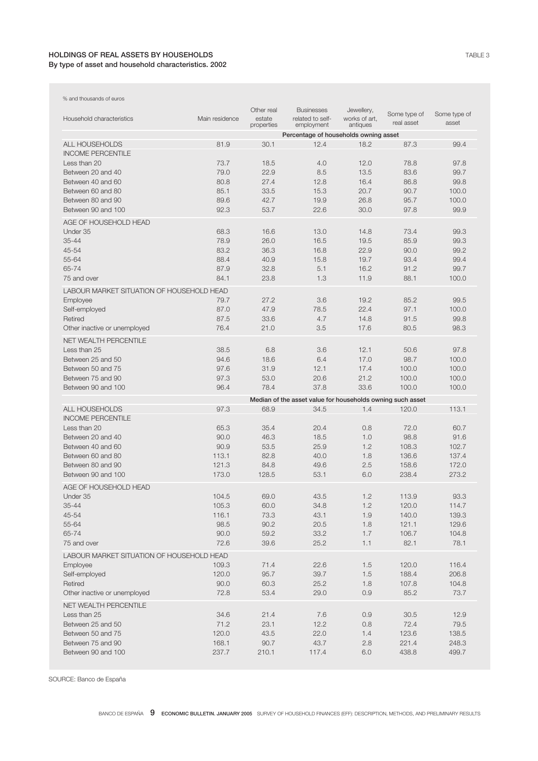### HOLDINGS OF REAL ASSETS BY HOUSEHOLDS

TABLE 3

**By type of asset and household characteristics. 2002**

% and thousands of euros

| Household characteristics | Main residence | Other real estate properties | Businesses related to self-employment | Jewellery, works of art, antiques | Some type of real asset | Some type of asset |
|---|---|---|---|---|---|---|
| | Percentage of households owning asset | | | | | |
| ALL HOUSEHOLDS | 81.9 | 30.1 | 12.4 | 18.2 | 87.3 | 99.4 |
| INCOME PERCENTILE | | | | | | |
| Less than 20 | 73.7 | 18.5 | 4.0 | 12.0 | 78.8 | 97.8 |
| Between 20 and 40 | 79.0 | 22.9 | 8.5 | 13.5 | 83.6 | 99.7 |
| Between 40 and 60 | 80.8 | 27.4 | 12.8 | 16.4 | 86.8 | 99.8 |
| Between 60 and 80 | 85.1 | 33.5 | 15.3 | 20.7 | 90.7 | 100.0 |
| Between 80 and 90 | 89.6 | 42.7 | 19.9 | 26.8 | 95.7 | 100.0 |
| Between 90 and 100 | 92.3 | 53.7 | 22.6 | 30.0 | 97.8 | 99.9 |
| AGE OF HOUSEHOLD HEAD | | | | | | |
| Under 35 | 68.3 | 16.6 | 13.0 | 14.8 | 73.4 | 99.3 |
| 35-44 | 78.9 | 26.0 | 16.5 | 19.5 | 85.9 | 99.3 |
| 45-54 | 83.2 | 36.3 | 16.8 | 22.9 | 90.0 | 99.2 |
| 55-64 | 88.4 | 40.9 | 15.8 | 19.7 | 93.4 | 99.4 |
| 65-74 | 87.9 | 32.8 | 5.1 | 16.2 | 91.2 | 99.7 |
| 75 and over | 84.1 | 23.8 | 1.3 | 11.9 | 88.1 | 100.0 |
| LABOUR MARKET SITUATION OF HOUSEHOLD HEAD | | | | | | |
| Employee | 79.7 | 27.2 | 3.6 | 19.2 | 85.2 | 99.5 |
| Self-employed | 87.0 | 47.9 | 78.5 | 22.4 | 97.1 | 100.0 |
| Retired | 87.5 | 33.6 | 4.7 | 14.8 | 91.5 | 99.8 |
| Other inactive or unemployed | 76.4 | 21.0 | 3.5 | 17.6 | 80.5 | 98.3 |
| NET WEALTH PERCENTILE | | | | | | |
| Less than 25 | 38.5 | 6.8 | 3.6 | 12.1 | 50.6 | 97.8 |
| Between 25 and 50 | 94.6 | 18.6 | 6.4 | 17.0 | 98.7 | 100.0 |
| Between 50 and 75 | 97.6 | 31.9 | 12.1 | 17.4 | 100.0 | 100.0 |
| Between 75 and 90 | 97.3 | 53.0 | 20.6 | 21.2 | 100.0 | 100.0 |
| Between 90 and 100 | 96.4 | 78.4 | 37.8 | 33.6 | 100.0 | 100.0 |
| | Median of the asset value for households owning such asset | | | | | |
| ALL HOUSEHOLDS | 97.3 | 68.9 | 34.5 | 1.4 | 120.0 | 113.1 |
| INCOME PERCENTILE | | | | | | |
| Less than 20 | 65.3 | 35.4 | 20.4 | 0.8 | 72.0 | 60.7 |
| Between 20 and 40 | 90.0 | 46.3 | 18.5 | 1.0 | 98.8 | 91.6 |
| Between 40 and 60 | 90.9 | 53.5 | 25.9 | 1.2 | 108.3 | 102.7 |
| Between 60 and 80 | 113.1 | 82.8 | 40.0 | 1.8 | 136.6 | 137.4 |
| Between 80 and 90 | 121.3 | 84.8 | 49.6 | 2.5 | 158.6 | 172.0 |
| Between 90 and 100 | 173.0 | 128.5 | 53.1 | 6.0 | 238.4 | 273.2 |
| AGE OF HOUSEHOLD HEAD | | | | | | |
| Under 35 | 104.5 | 69.0 | 43.5 | 1.2 | 113.9 | 93.3 |
| 35-44 | 105.3 | 60.0 | 34.8 | 1.2 | 120.0 | 114.7 |
| 45-54 | 116.1 | 73.3 | 43.1 | 1.9 | 140.0 | 139.3 |
| 55-64 | 98.5 | 90.2 | 20.5 | 1.8 | 121.1 | 129.6 |
| 65-74 | 90.0 | 59.2 | 33.2 | 1.7 | 106.7 | 104.8 |
| 75 and over | 72.6 | 39.6 | 25.2 | 1.1 | 82.1 | 78.1 |
| LABOUR MARKET SITUATION OF HOUSEHOLD HEAD | | | | | | |
| Employee | 109.3 | 71.4 | 22.6 | 1.5 | 120.0 | 116.4 |
| Self-employed | 120.0 | 95.7 | 39.7 | 1.5 | 188.4 | 206.8 |
| Retired | 90.0 | 60.3 | 25.2 | 1.8 | 107.8 | 104.8 |
| Other inactive or unemployed | 72.8 | 53.4 | 29.0 | 0.9 | 85.2 | 73.7 |
| NET WEALTH PERCENTILE | | | | | | |
| Less than 25 | 34.6 | 21.4 | 7.6 | 0.9 | 30.5 | 12.9 |
| Between 25 and 50 | 71.2 | 23.1 | 12.2 | 0.8 | 72.4 | 79.5 |
| Between 50 and 75 | 120.0 | 43.5 | 22.0 | 1.4 | 123.6 | 138.5 |
| Between 75 and 90 | 168.1 | 90.7 | 43.7 | 2.8 | 221.4 | 248.3 |
| Between 90 and 100 | 237.7 | 210.1 | 117.4 | 6.0 | 438.8 | 499.7 |

SOURCE: Banco de España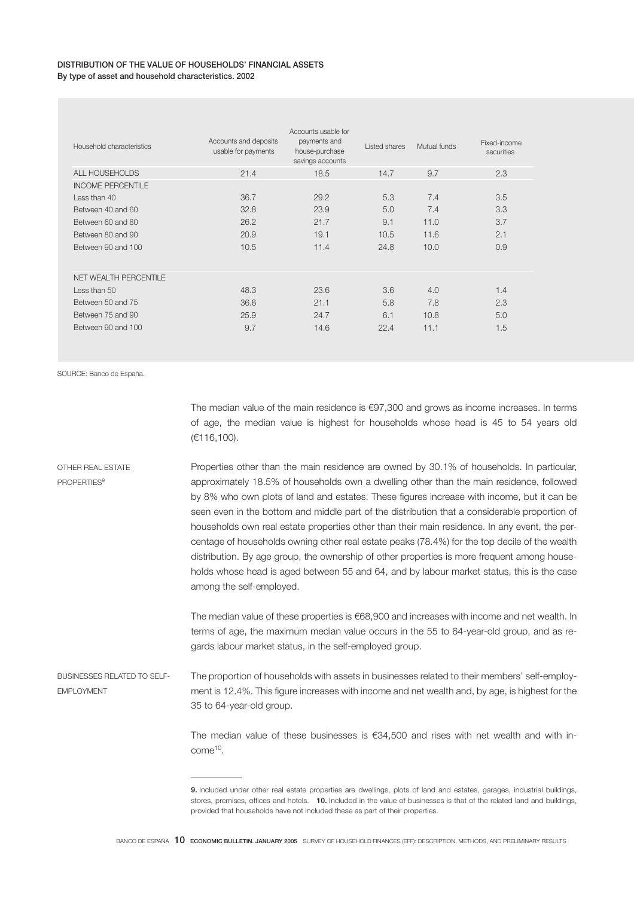**DISTRIBUTION OF THE VALUE OF HOUSEHOLDS' FINANCIAL ASSETS**
**By type of asset and household characteristics. 2002**

| Household characteristics | Accounts and deposits usable for payments | Accounts usable for payments and house-purchase savings accounts | Listed shares | Mutual funds | Fixed-income securities |
|---|---|---|---|---|---|
| ALL HOUSEHOLDS | 21.4 | 18.5 | 14.7 | 9.7 | 2.3 |
| INCOME PERCENTILE | | | | | |
| Less than 40 | 36.7 | 29.2 | 5.3 | 7.4 | 3.5 |
| Between 40 and 60 | 32.8 | 23.9 | 5.0 | 7.4 | 3.3 |
| Between 60 and 80 | 26.2 | 21.7 | 9.1 | 11.0 | 3.7 |
| Between 80 and 90 | 20.9 | 19.1 | 10.5 | 11.6 | 2.1 |
| Between 90 and 100 | 10.5 | 11.4 | 24.8 | 10.0 | 0.9 |
| NET WEALTH PERCENTILE | | | | | |
| Less than 50 | 48.3 | 23.6 | 3.6 | 4.0 | 1.4 |
| Between 50 and 75 | 36.6 | 21.1 | 5.8 | 7.8 | 2.3 |
| Between 75 and 90 | 25.9 | 24.7 | 6.1 | 10.8 | 5.0 |
| Between 90 and 100 | 9.7 | 14.6 | 22.4 | 11.1 | 1.5 |

SOURCE: Banco de España.

The median value of the main residence is €97,300 and grows as income increases. In terms of age, the median value is highest for households whose head is 45 to 54 years old (€116,100).

**OTHER REAL ESTATE PROPERTIES[9]**

Properties other than the main residence are owned by 30.1% of households. In particular, approximately 18.5% of households own a dwelling other than the main residence, followed by 8% who own plots of land and estates. These figures increase with income, but it can be seen even in the bottom and middle part of the distribution that a considerable proportion of households own real estate properties other than their main residence. In any event, the percentage of households owning other real estate peaks (78.4%) for the top decile of the wealth distribution. By age group, the ownership of other properties is more frequent among households whose head is aged between 55 and 64, and by labour market status, this is the case among the self-employed.

The median value of these properties is €68,900 and increases with income and net wealth. In terms of age, the maximum median value occurs in the 55 to 64-year-old group, and as regards labour market status, in the self-employed group.

**BUSINESSES RELATED TO SELF-EMPLOYMENT**

The proportion of households with assets in businesses related to their members' self-employment is 12.4%. This figure increases with income and net wealth and, by age, is highest for the 35 to 64-year-old group.

The median value of these businesses is €34,500 and rises with net wealth and with income[10].

---

**9.** Included under other real estate properties are dwellings, plots of land and estates, garages, industrial buildings, stores, premises, offices and hotels. **10.** Included in the value of businesses is that of the related land and buildings, provided that households have not included these as part of their properties.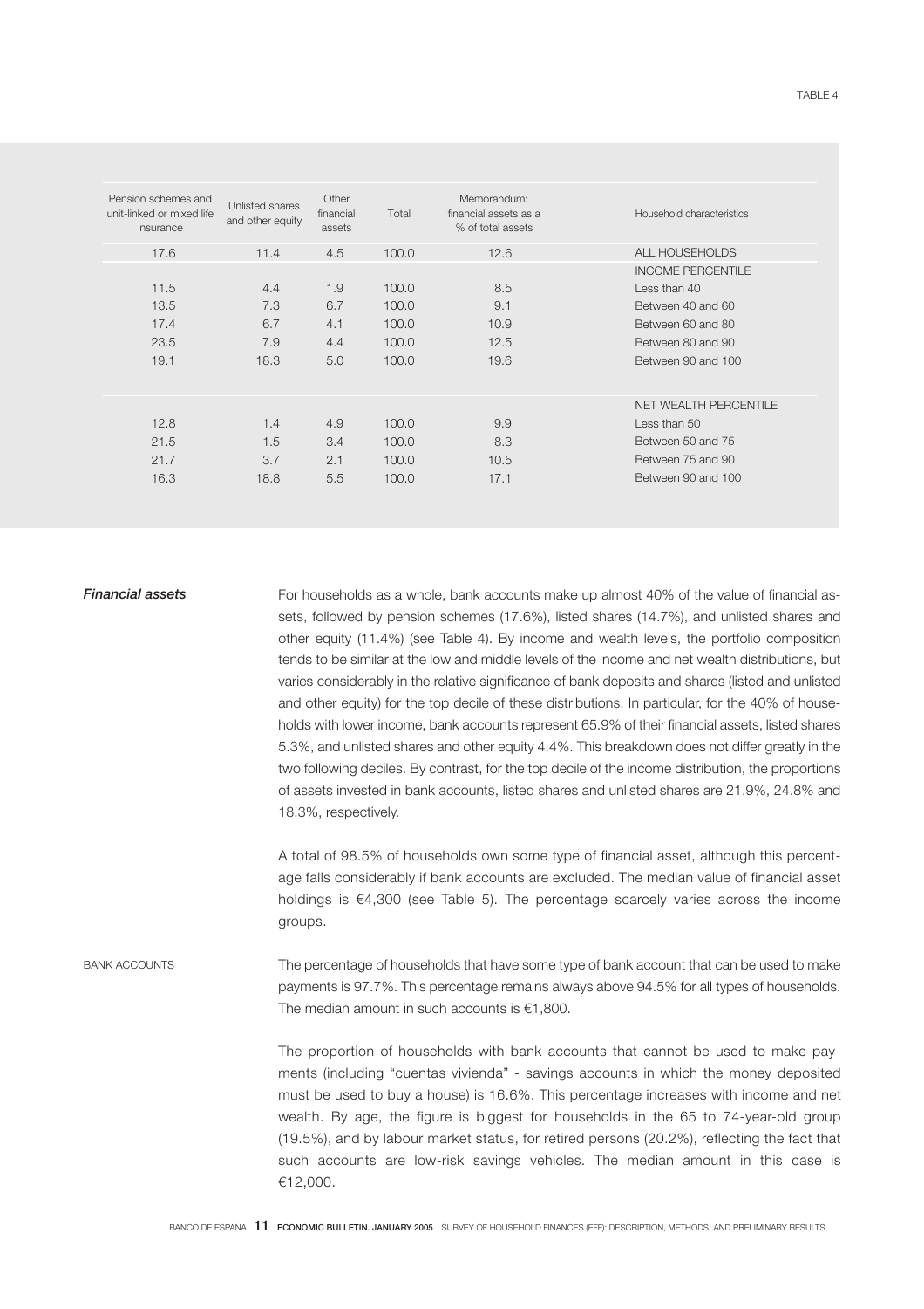TABLE 4

| Pension schemes and unit-linked or mixed life insurance | Unlisted shares and other equity | Other financial assets | Total | Memorandum: financial assets as a % of total assets | Household characteristics |
|---|---|---|---|---|---|
| 17.6 | 11.4 | 4.5 | 100.0 | 12.6 | ALL HOUSEHOLDS |
| | | | | | INCOME PERCENTILE |
| 11.5 | 4.4 | 1.9 | 100.0 | 8.5 | Less than 40 |
| 13.5 | 7.3 | 6.7 | 100.0 | 9.1 | Between 40 and 60 |
| 17.4 | 6.7 | 4.1 | 100.0 | 10.9 | Between 60 and 80 |
| 23.5 | 7.9 | 4.4 | 100.0 | 12.5 | Between 80 and 90 |
| 19.1 | 18.3 | 5.0 | 100.0 | 19.6 | Between 90 and 100 |
| | | | | | NET WEALTH PERCENTILE |
| 12.8 | 1.4 | 4.9 | 100.0 | 9.9 | Less than 50 |
| 21.5 | 1.5 | 3.4 | 100.0 | 8.3 | Between 50 and 75 |
| 21.7 | 3.7 | 2.1 | 100.0 | 10.5 | Between 75 and 90 |
| 16.3 | 18.8 | 5.5 | 100.0 | 17.1 | Between 90 and 100 |

***Financial assets***

For households as a whole, bank accounts make up almost 40% of the value of financial assets, followed by pension schemes (17.6%), listed shares (14.7%), and unlisted shares and other equity (11.4%) (see Table 4). By income and wealth levels, the portfolio composition tends to be similar at the low and middle levels of the income and net wealth distributions, but varies considerably in the relative significance of bank deposits and shares (listed and unlisted and other equity) for the top decile of these distributions. In particular, for the 40% of households with lower income, bank accounts represent 65.9% of their financial assets, listed shares 5.3%, and unlisted shares and other equity 4.4%. This breakdown does not differ greatly in the two following deciles. By contrast, for the top decile of the income distribution, the proportions of assets invested in bank accounts, listed shares and unlisted shares are 21.9%, 24.8% and 18.3%, respectively.

A total of 98.5% of households own some type of financial asset, although this percentage falls considerably if bank accounts are excluded. The median value of financial asset holdings is €4,300 (see Table 5). The percentage scarcely varies across the income groups.

BANK ACCOUNTS

The percentage of households that have some type of bank account that can be used to make payments is 97.7%. This percentage remains always above 94.5% for all types of households. The median amount in such accounts is €1,800.

The proportion of households with bank accounts that cannot be used to make payments (including "cuentas vivienda" - savings accounts in which the money deposited must be used to buy a house) is 16.6%. This percentage increases with income and net wealth. By age, the figure is biggest for households in the 65 to 74-year-old group (19.5%), and by labour market status, for retired persons (20.2%), reflecting the fact that such accounts are low-risk savings vehicles. The median amount in this case is €12,000.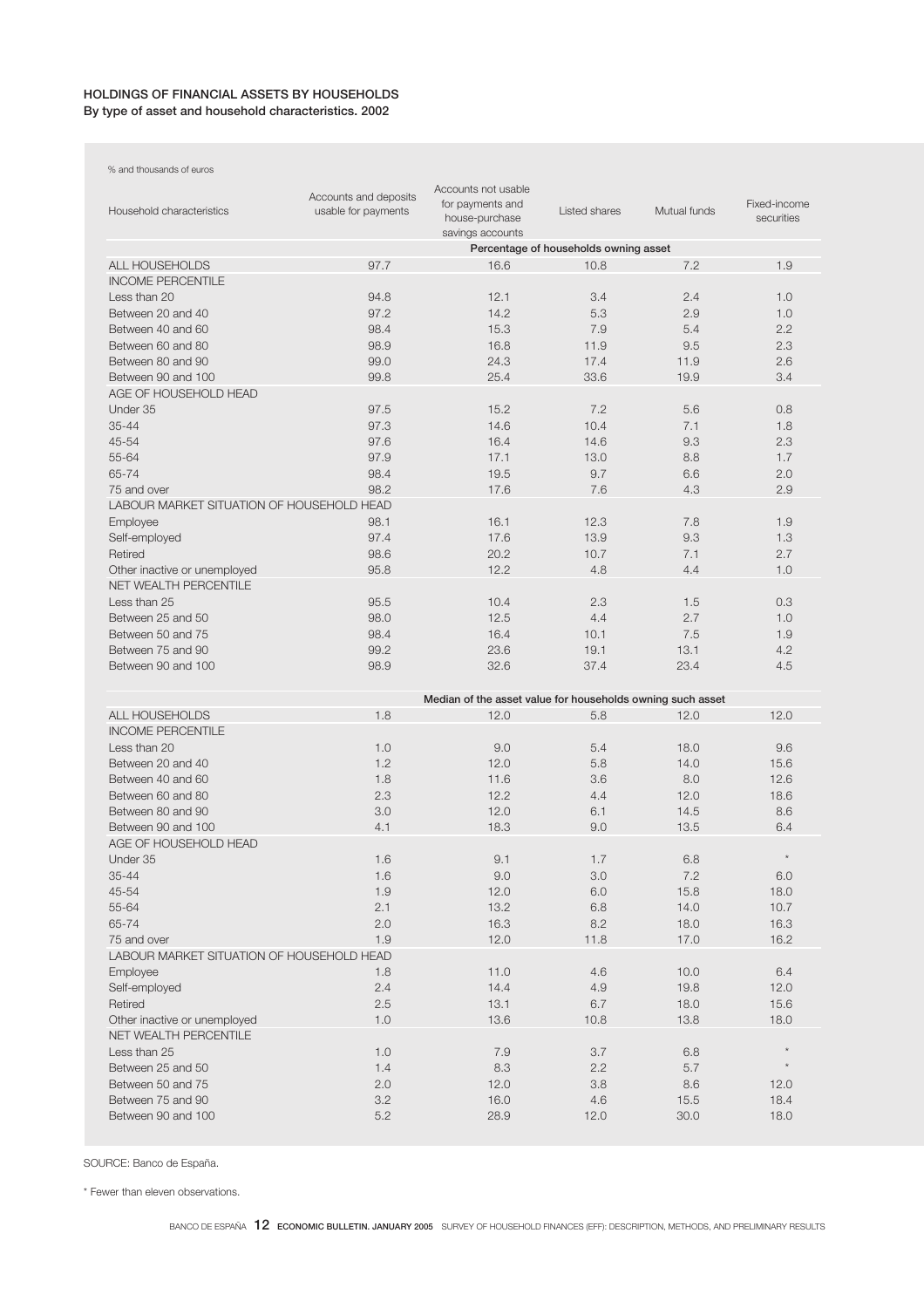**HOLDINGS OF FINANCIAL ASSETS BY HOUSEHOLDS**
**By type of asset and household characteristics. 2002**

% and thousands of euros

| Household characteristics | Accounts and deposits usable for payments | Accounts not usable for payments and house-purchase savings accounts | Listed shares | Mutual funds | Fixed-income securities |
|---|---|---|---|---|---|
| | **Percentage of households owning asset** | | | | |
| ALL HOUSEHOLDS | 97.7 | 16.6 | 10.8 | 7.2 | 1.9 |
| INCOME PERCENTILE | | | | | |
| Less than 20 | 94.8 | 12.1 | 3.4 | 2.4 | 1.0 |
| Between 20 and 40 | 97.2 | 14.2 | 5.3 | 2.9 | 1.0 |
| Between 40 and 60 | 98.4 | 15.3 | 7.9 | 5.4 | 2.2 |
| Between 60 and 80 | 98.9 | 16.8 | 11.9 | 9.5 | 2.3 |
| Between 80 and 90 | 99.0 | 24.3 | 17.4 | 11.9 | 2.6 |
| Between 90 and 100 | 99.8 | 25.4 | 33.6 | 19.9 | 3.4 |
| AGE OF HOUSEHOLD HEAD | | | | | |
| Under 35 | 97.5 | 15.2 | 7.2 | 5.6 | 0.8 |
| 35-44 | 97.3 | 14.6 | 10.4 | 7.1 | 1.8 |
| 45-54 | 97.6 | 16.4 | 14.6 | 9.3 | 2.3 |
| 55-64 | 97.9 | 17.1 | 13.0 | 8.8 | 1.7 |
| 65-74 | 98.4 | 19.5 | 9.7 | 6.6 | 2.0 |
| 75 and over | 98.2 | 17.6 | 7.6 | 4.3 | 2.9 |
| LABOUR MARKET SITUATION OF HOUSEHOLD HEAD | | | | | |
| Employee | 98.1 | 16.1 | 12.3 | 7.8 | 1.9 |
| Self-employed | 97.4 | 17.6 | 13.9 | 9.3 | 1.3 |
| Retired | 98.6 | 20.2 | 10.7 | 7.1 | 2.7 |
| Other inactive or unemployed | 95.8 | 12.2 | 4.8 | 4.4 | 1.0 |
| NET WEALTH PERCENTILE | | | | | |
| Less than 25 | 95.5 | 10.4 | 2.3 | 1.5 | 0.3 |
| Between 25 and 50 | 98.0 | 12.5 | 4.4 | 2.7 | 1.0 |
| Between 50 and 75 | 98.4 | 16.4 | 10.1 | 7.5 | 1.9 |
| Between 75 and 90 | 99.2 | 23.6 | 19.1 | 13.1 | 4.2 |
| Between 90 and 100 | 98.9 | 32.6 | 37.4 | 23.4 | 4.5 |
| | **Median of the asset value for households owning such asset** | | | | |
| ALL HOUSEHOLDS | 1.8 | 12.0 | 5.8 | 12.0 | 12.0 |
| INCOME PERCENTILE | | | | | |
| Less than 20 | 1.0 | 9.0 | 5.4 | 18.0 | 9.6 |
| Between 20 and 40 | 1.2 | 12.0 | 5.8 | 14.0 | 15.6 |
| Between 40 and 60 | 1.8 | 11.6 | 3.6 | 8.0 | 12.6 |
| Between 60 and 80 | 2.3 | 12.2 | 4.4 | 12.0 | 18.6 |
| Between 80 and 90 | 3.0 | 12.0 | 6.1 | 14.5 | 8.6 |
| Between 90 and 100 | 4.1 | 18.3 | 9.0 | 13.5 | 6.4 |
| AGE OF HOUSEHOLD HEAD | | | | | |
| Under 35 | 1.6 | 9.1 | 1.7 | 6.8 | * |
| 35-44 | 1.6 | 9.0 | 3.0 | 7.2 | 6.0 |
| 45-54 | 1.9 | 12.0 | 6.0 | 15.8 | 18.0 |
| 55-64 | 2.1 | 13.2 | 6.8 | 14.0 | 10.7 |
| 65-74 | 2.0 | 16.3 | 8.2 | 18.0 | 16.3 |
| 75 and over | 1.9 | 12.0 | 11.8 | 17.0 | 16.2 |
| LABOUR MARKET SITUATION OF HOUSEHOLD HEAD | | | | | |
| Employee | 1.8 | 11.0 | 4.6 | 10.0 | 6.4 |
| Self-employed | 2.4 | 14.4 | 4.9 | 19.8 | 12.0 |
| Retired | 2.5 | 13.1 | 6.7 | 18.0 | 15.6 |
| Other inactive or unemployed | 1.0 | 13.6 | 10.8 | 13.8 | 18.0 |
| NET WEALTH PERCENTILE | | | | | |
| Less than 25 | 1.0 | 7.9 | 3.7 | 6.8 | * |
| Between 25 and 50 | 1.4 | 8.3 | 2.2 | 5.7 | * |
| Between 50 and 75 | 2.0 | 12.0 | 3.8 | 8.6 | 12.0 |
| Between 75 and 90 | 3.2 | 16.0 | 4.6 | 15.5 | 18.4 |
| Between 90 and 100 | 5.2 | 28.9 | 12.0 | 30.0 | 18.0 |

SOURCE: Banco de España.

* Fewer than eleven observations.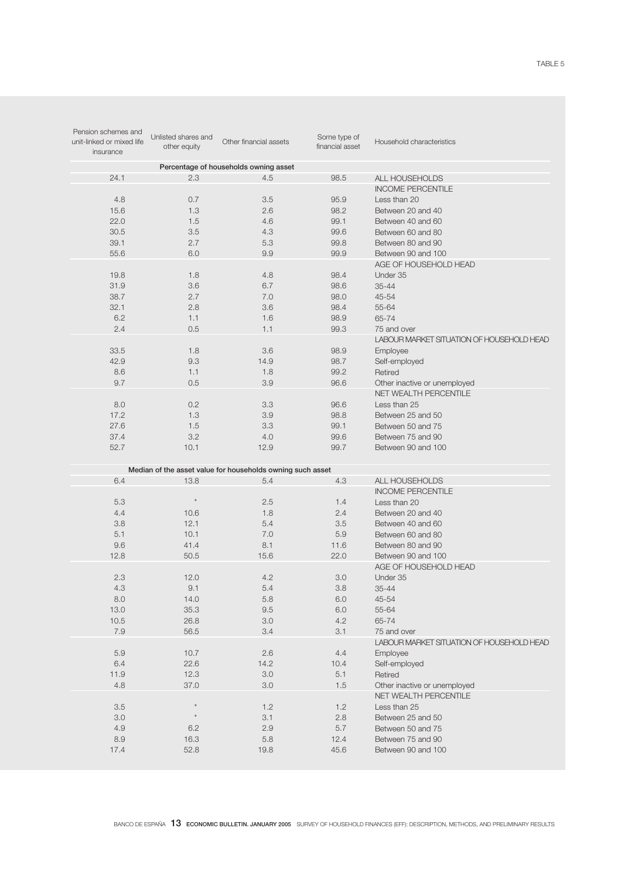TABLE 5

| Pension schemes and unit-linked or mixed life insurance | Unlisted shares and other equity | Other financial assets | Some type of financial asset | Household characteristics |
|---|---|---|---|---|
| Percentage of households owning asset | | | | |
| 24.1 | 2.3 | 4.5 | 98.5 | ALL HOUSEHOLDS |
| | | | | INCOME PERCENTILE |
| 4.8 | 0.7 | 3.5 | 95.9 | Less than 20 |
| 15.6 | 1.3 | 2.6 | 98.2 | Between 20 and 40 |
| 22.0 | 1.5 | 4.6 | 99.1 | Between 40 and 60 |
| 30.5 | 3.5 | 4.3 | 99.6 | Between 60 and 80 |
| 39.1 | 2.7 | 5.3 | 99.8 | Between 80 and 90 |
| 55.6 | 6.0 | 9.9 | 99.9 | Between 90 and 100 |
| | | | | AGE OF HOUSEHOLD HEAD |
| 19.8 | 1.8 | 4.8 | 98.4 | Under 35 |
| 31.9 | 3.6 | 6.7 | 98.6 | 35-44 |
| 38.7 | 2.7 | 7.0 | 98.0 | 45-54 |
| 32.1 | 2.8 | 3.6 | 98.4 | 55-64 |
| 6.2 | 1.1 | 1.6 | 98.9 | 65-74 |
| 2.4 | 0.5 | 1.1 | 99.3 | 75 and over |
| | | | | LABOUR MARKET SITUATION OF HOUSEHOLD HEAD |
| 33.5 | 1.8 | 3.6 | 98.9 | Employee |
| 42.9 | 9.3 | 14.9 | 98.7 | Self-employed |
| 8.6 | 1.1 | 1.8 | 99.2 | Retired |
| 9.7 | 0.5 | 3.9 | 96.6 | Other inactive or unemployed |
| | | | | NET WEALTH PERCENTILE |
| 8.0 | 0.2 | 3.3 | 96.6 | Less than 25 |
| 17.2 | 1.3 | 3.9 | 98.8 | Between 25 and 50 |
| 27.6 | 1.5 | 3.3 | 99.1 | Between 50 and 75 |
| 37.4 | 3.2 | 4.0 | 99.6 | Between 75 and 90 |
| 52.7 | 10.1 | 12.9 | 99.7 | Between 90 and 100 |
| Median of the asset value for households owning such asset | | | | |
| 6.4 | 13.8 | 5.4 | 4.3 | ALL HOUSEHOLDS |
| | | | | INCOME PERCENTILE |
| 5.3 | * | 2.5 | 1.4 | Less than 20 |
| 4.4 | 10.6 | 1.8 | 2.4 | Between 20 and 40 |
| 3.8 | 12.1 | 5.4 | 3.5 | Between 40 and 60 |
| 5.1 | 10.1 | 7.0 | 5.9 | Between 60 and 80 |
| 9.6 | 41.4 | 8.1 | 11.6 | Between 80 and 90 |
| 12.8 | 50.5 | 15.6 | 22.0 | Between 90 and 100 |
| | | | | AGE OF HOUSEHOLD HEAD |
| 2.3 | 12.0 | 4.2 | 3.0 | Under 35 |
| 4.3 | 9.1 | 5.4 | 3.8 | 35-44 |
| 8.0 | 14.0 | 5.8 | 6.0 | 45-54 |
| 13.0 | 35.3 | 9.5 | 6.0 | 55-64 |
| 10.5 | 26.8 | 3.0 | 4.2 | 65-74 |
| 7.9 | 56.5 | 3.4 | 3.1 | 75 and over |
| | | | | LABOUR MARKET SITUATION OF HOUSEHOLD HEAD |
| 5.9 | 10.7 | 2.6 | 4.4 | Employee |
| 6.4 | 22.6 | 14.2 | 10.4 | Self-employed |
| 11.9 | 12.3 | 3.0 | 5.1 | Retired |
| 4.8 | 37.0 | 3.0 | 1.5 | Other inactive or unemployed |
| | | | | NET WEALTH PERCENTILE |
| 3.5 | * | 1.2 | 1.2 | Less than 25 |
| 3.0 | * | 3.1 | 2.8 | Between 25 and 50 |
| 4.9 | 6.2 | 2.9 | 5.7 | Between 50 and 75 |
| 8.9 | 16.3 | 5.8 | 12.4 | Between 75 and 90 |
| 17.4 | 52.8 | 19.8 | 45.6 | Between 90 and 100 |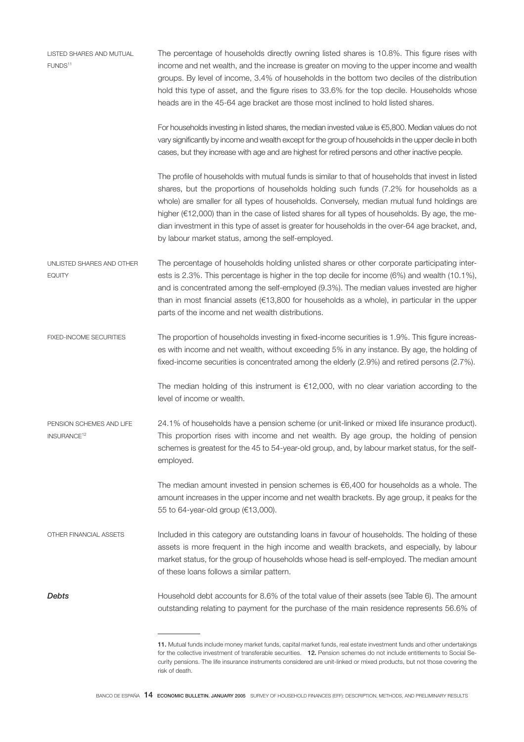LISTED SHARES AND MUTUAL FUNDS[11]

The percentage of households directly owning listed shares is 10.8%. This figure rises with income and net wealth, and the increase is greater on moving to the upper income and wealth groups. By level of income, 3.4% of households in the bottom two deciles of the distribution hold this type of asset, and the figure rises to 33.6% for the top decile. Households whose heads are in the 45-64 age bracket are those most inclined to hold listed shares.

For households investing in listed shares, the median invested value is €5,800. Median values do not vary significantly by income and wealth except for the group of households in the upper decile in both cases, but they increase with age and are highest for retired persons and other inactive people.

The profile of households with mutual funds is similar to that of households that invest in listed shares, but the proportions of households holding such funds (7.2% for households as a whole) are smaller for all types of households. Conversely, median mutual fund holdings are higher (€12,000) than in the case of listed shares for all types of households. By age, the median investment in this type of asset is greater for households in the over-64 age bracket, and, by labour market status, among the self-employed.

UNLISTED SHARES AND OTHER EQUITY

The percentage of households holding unlisted shares or other corporate participating interests is 2.3%. This percentage is higher in the top decile for income (6%) and wealth (10.1%), and is concentrated among the self-employed (9.3%). The median values invested are higher than in most financial assets (€13,800 for households as a whole), in particular in the upper parts of the income and net wealth distributions.

FIXED-INCOME SECURITIES

The proportion of households investing in fixed-income securities is 1.9%. This figure increases with income and net wealth, without exceeding 5% in any instance. By age, the holding of fixed-income securities is concentrated among the elderly (2.9%) and retired persons (2.7%).

The median holding of this instrument is €12,000, with no clear variation according to the level of income or wealth.

PENSION SCHEMES AND LIFE INSURANCE[12]

24.1% of households have a pension scheme (or unit-linked or mixed life insurance product). This proportion rises with income and net wealth. By age group, the holding of pension schemes is greatest for the 45 to 54-year-old group, and, by labour market status, for the self-employed.

The median amount invested in pension schemes is €6,400 for households as a whole. The amount increases in the upper income and net wealth brackets. By age group, it peaks for the 55 to 64-year-old group (€13,000).

OTHER FINANCIAL ASSETS

Included in this category are outstanding loans in favour of households. The holding of these assets is more frequent in the high income and wealth brackets, and especially, by labour market status, for the group of households whose head is self-employed. The median amount of these loans follows a similar pattern.

***Debts***

Household debt accounts for 8.6% of the total value of their assets (see Table 6). The amount outstanding relating to payment for the purchase of the main residence represents 56.6% of

---

**11.** Mutual funds include money market funds, capital market funds, real estate investment funds and other undertakings for the collective investment of transferable securities. **12.** Pension schemes do not include entitlements to Social Security pensions. The life insurance instruments considered are unit-linked or mixed products, but not those covering the risk of death.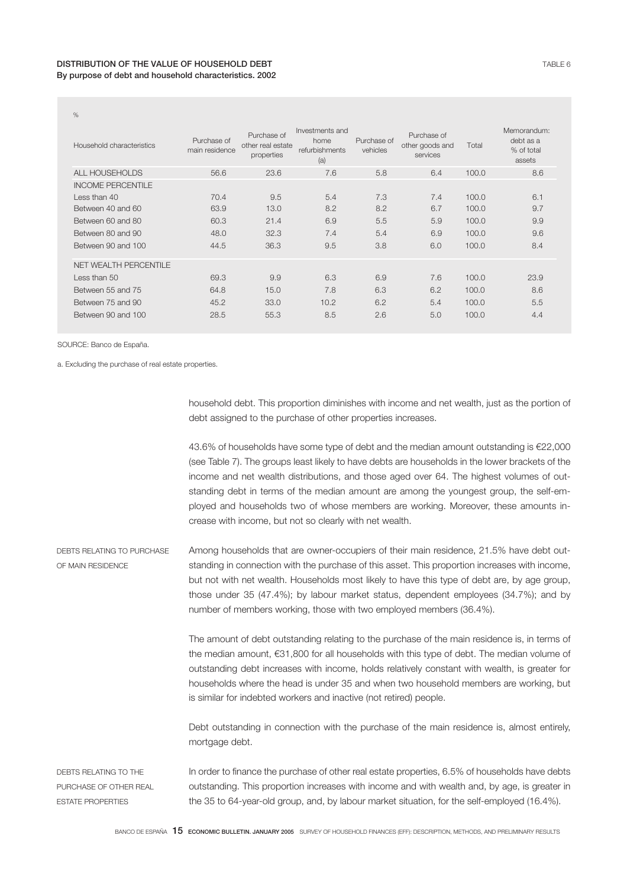**DISTRIBUTION OF THE VALUE OF HOUSEHOLD DEBT**
**By purpose of debt and household characteristics. 2002**

TABLE 6

%

| Household characteristics | Purchase of main residence | Purchase of other real estate properties | Investments and home refurbishments (a) | Purchase of vehicles | Purchase of other goods and services | Total | Memorandum: debt as a % of total assets |
|---|---|---|---|---|---|---|---|
| ALL HOUSEHOLDS | 56.6 | 23.6 | 7.6 | 5.8 | 6.4 | 100.0 | 8.6 |
| INCOME PERCENTILE | | | | | | | |
| Less than 40 | 70.4 | 9.5 | 5.4 | 7.3 | 7.4 | 100.0 | 6.1 |
| Between 40 and 60 | 63.9 | 13.0 | 8.2 | 8.2 | 6.7 | 100.0 | 9.7 |
| Between 60 and 80 | 60.3 | 21.4 | 6.9 | 5.5 | 5.9 | 100.0 | 9.9 |
| Between 80 and 90 | 48.0 | 32.3 | 7.4 | 5.4 | 6.9 | 100.0 | 9.6 |
| Between 90 and 100 | 44.5 | 36.3 | 9.5 | 3.8 | 6.0 | 100.0 | 8.4 |
| NET WEALTH PERCENTILE | | | | | | | |
| Less than 50 | 69.3 | 9.9 | 6.3 | 6.9 | 7.6 | 100.0 | 23.9 |
| Between 55 and 75 | 64.8 | 15.0 | 7.8 | 6.3 | 6.2 | 100.0 | 8.6 |
| Between 75 and 90 | 45.2 | 33.0 | 10.2 | 6.2 | 5.4 | 100.0 | 5.5 |
| Between 90 and 100 | 28.5 | 55.3 | 8.5 | 2.6 | 5.0 | 100.0 | 4.4 |

SOURCE: Banco de España.

a. Excluding the purchase of real estate properties.

household debt. This proportion diminishes with income and net wealth, just as the portion of debt assigned to the purchase of other properties increases.

43.6% of households have some type of debt and the median amount outstanding is €22,000 (see Table 7). The groups least likely to have debts are households in the lower brackets of the income and net wealth distributions, and those aged over 64. The highest volumes of outstanding debt in terms of the median amount are among the youngest group, the self-employed and households two of whose members are working. Moreover, these amounts increase with income, but not so clearly with net wealth.

#### DEBTS RELATING TO PURCHASE OF MAIN RESIDENCE

Among households that are owner-occupiers of their main residence, 21.5% have debt outstanding in connection with the purchase of this asset. This proportion increases with income, but not with net wealth. Households most likely to have this type of debt are, by age group, those under 35 (47.4%); by labour market status, dependent employees (34.7%); and by number of members working, those with two employed members (36.4%).

The amount of debt outstanding relating to the purchase of the main residence is, in terms of the median amount, €31,800 for all households with this type of debt. The median volume of outstanding debt increases with income, holds relatively constant with wealth, is greater for households where the head is under 35 and when two household members are working, but is similar for indebted workers and inactive (not retired) people.

Debt outstanding in connection with the purchase of the main residence is, almost entirely, mortgage debt.

#### DEBTS RELATING TO THE PURCHASE OF OTHER REAL ESTATE PROPERTIES

In order to finance the purchase of other real estate properties, 6.5% of households have debts outstanding. This proportion increases with income and with wealth and, by age, is greater in the 35 to 64-year-old group, and, by labour market situation, for the self-employed (16.4%).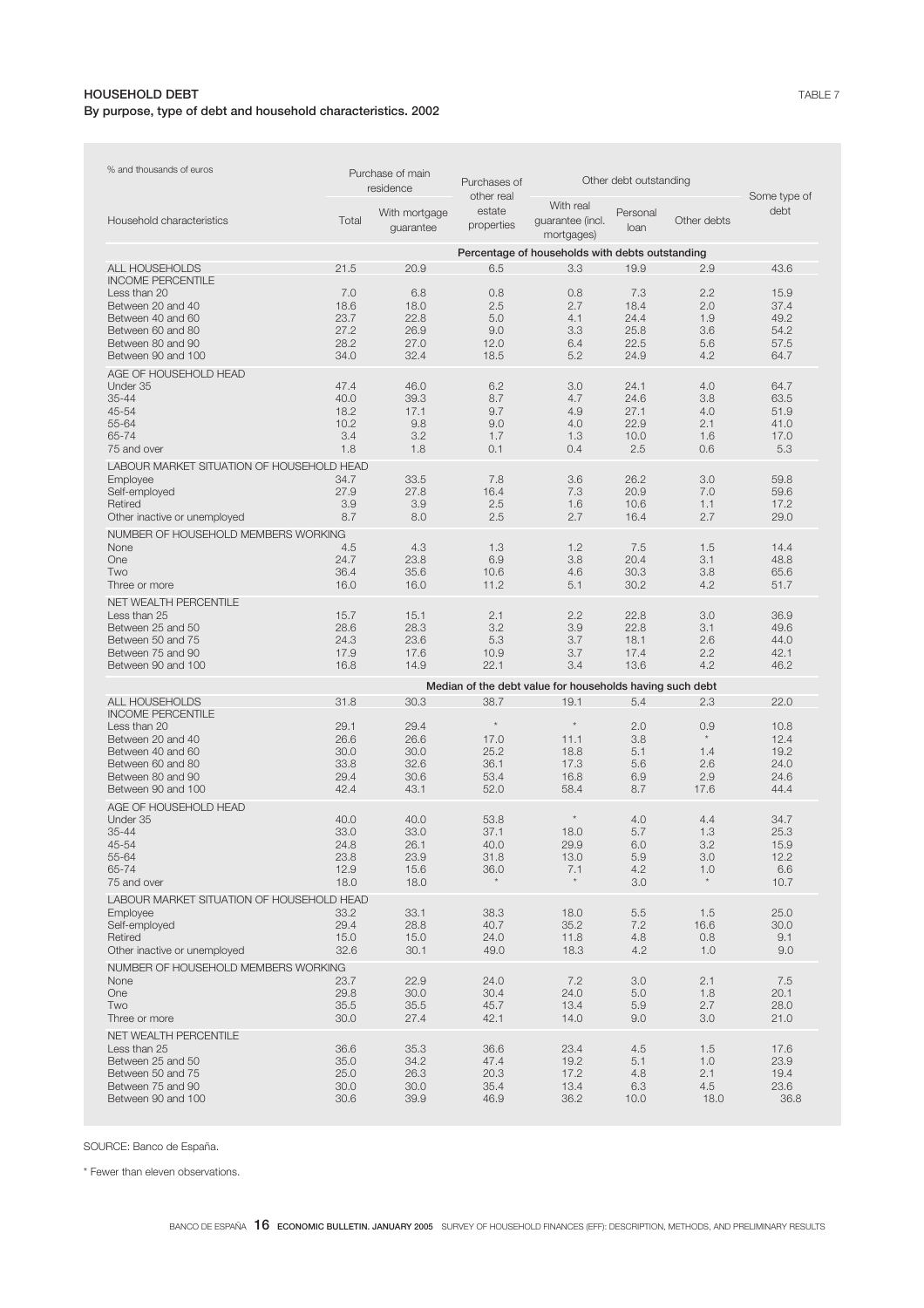**HOUSEHOLD DEBT**

TABLE 7

**By purpose, type of debt and household characteristics. 2002**

| % and thousands of euros | Purchase of main residence | | Purchases of other real estate properties | Other debt outstanding | | | Some type of debt |
|---|---|---|---|---|---|---|---|
| Household characteristics | Total | With mortgage guarantee | | With real guarantee (incl. mortgages) | Personal loan | Other debts | |
| | **Percentage of households with debts outstanding** | | | | | | |
| ALL HOUSEHOLDS | 21.5 | 20.9 | 6.5 | 3.3 | 19.9 | 2.9 | 43.6 |
| INCOME PERCENTILE | | | | | | | |
| Less than 20 | 7.0 | 6.8 | 0.8 | 0.8 | 7.3 | 2.2 | 15.9 |
| Between 20 and 40 | 18.6 | 18.0 | 2.5 | 2.7 | 18.4 | 2.0 | 37.4 |
| Between 40 and 60 | 23.7 | 22.8 | 5.0 | 4.1 | 24.4 | 1.9 | 49.2 |
| Between 60 and 80 | 27.2 | 26.9 | 9.0 | 3.3 | 25.8 | 3.6 | 54.2 |
| Between 80 and 90 | 28.2 | 27.0 | 12.0 | 6.4 | 22.5 | 5.6 | 57.5 |
| Between 90 and 100 | 34.0 | 32.4 | 18.5 | 5.2 | 24.9 | 4.2 | 64.7 |
| AGE OF HOUSEHOLD HEAD | | | | | | | |
| Under 35 | 47.4 | 46.0 | 6.2 | 3.0 | 24.1 | 4.0 | 64.7 |
| 35-44 | 40.0 | 39.3 | 8.7 | 4.7 | 24.6 | 3.8 | 63.5 |
| 45-54 | 18.2 | 17.1 | 9.7 | 4.9 | 27.1 | 4.0 | 51.9 |
| 55-64 | 10.2 | 9.8 | 9.0 | 4.0 | 22.9 | 2.1 | 41.0 |
| 65-74 | 3.4 | 3.2 | 1.7 | 1.3 | 10.0 | 1.6 | 17.0 |
| 75 and over | 1.8 | 1.8 | 0.1 | 0.4 | 2.5 | 0.6 | 5.3 |
| LABOUR MARKET SITUATION OF HOUSEHOLD HEAD | | | | | | | |
| Employee | 34.7 | 33.5 | 7.8 | 3.6 | 26.2 | 3.0 | 59.8 |
| Self-employed | 27.9 | 27.8 | 16.4 | 7.3 | 20.9 | 7.0 | 59.6 |
| Retired | 3.9 | 3.9 | 2.5 | 1.6 | 10.6 | 1.1 | 17.2 |
| Other inactive or unemployed | 8.7 | 8.0 | 2.5 | 2.7 | 16.4 | 2.7 | 29.0 |
| NUMBER OF HOUSEHOLD MEMBERS WORKING | | | | | | | |
| None | 4.5 | 4.3 | 1.3 | 1.2 | 7.5 | 1.5 | 14.4 |
| One | 24.7 | 23.8 | 6.9 | 3.8 | 20.4 | 3.1 | 48.8 |
| Two | 36.4 | 35.6 | 10.6 | 4.6 | 30.3 | 3.8 | 65.6 |
| Three or more | 16.0 | 16.0 | 11.2 | 5.1 | 30.2 | 4.2 | 51.7 |
| NET WEALTH PERCENTILE | | | | | | | |
| Less than 25 | 15.7 | 15.1 | 2.1 | 2.2 | 22.8 | 3.0 | 36.9 |
| Between 25 and 50 | 28.6 | 28.3 | 3.2 | 3.9 | 22.8 | 3.1 | 49.6 |
| Between 50 and 75 | 24.3 | 23.6 | 5.3 | 3.7 | 18.1 | 2.6 | 44.0 |
| Between 75 and 90 | 17.9 | 17.6 | 10.9 | 3.7 | 17.4 | 2.2 | 42.1 |
| Between 90 and 100 | 16.8 | 14.9 | 22.1 | 3.4 | 13.6 | 4.2 | 46.2 |
| | **Median of the debt value for households having such debt** | | | | | | |
| ALL HOUSEHOLDS | 31.8 | 30.3 | 38.7 | 19.1 | 5.4 | 2.3 | 22.0 |
| INCOME PERCENTILE | | | | | | | |
| Less than 20 | 29.1 | 29.4 | * | * | 2.0 | 0.9 | 10.8 |
| Between 20 and 40 | 26.6 | 26.6 | 17.0 | 11.1 | 3.8 | * | 12.4 |
| Between 40 and 60 | 30.0 | 30.0 | 25.2 | 18.8 | 5.1 | 1.4 | 19.2 |
| Between 60 and 80 | 33.8 | 32.6 | 36.1 | 17.3 | 5.6 | 2.6 | 24.0 |
| Between 80 and 90 | 29.4 | 30.6 | 53.4 | 16.8 | 6.9 | 2.9 | 24.6 |
| Between 90 and 100 | 42.4 | 43.1 | 52.0 | 58.4 | 8.7 | 17.6 | 44.4 |
| AGE OF HOUSEHOLD HEAD | | | | | | | |
| Under 35 | 40.0 | 40.0 | 53.8 | * | 4.0 | 4.4 | 34.7 |
| 35-44 | 33.0 | 33.0 | 37.1 | 18.0 | 5.7 | 1.3 | 25.3 |
| 45-54 | 24.8 | 26.1 | 40.0 | 29.9 | 6.0 | 3.2 | 15.9 |
| 55-64 | 23.8 | 23.9 | 31.8 | 13.0 | 5.9 | 3.0 | 12.2 |
| 65-74 | 12.9 | 15.6 | 36.0 | 7.1 | 4.2 | 1.0 | 6.6 |
| 75 and over | 18.0 | 18.0 | * | * | 3.0 | * | 10.7 |
| LABOUR MARKET SITUATION OF HOUSEHOLD HEAD | | | | | | | |
| Employee | 33.2 | 33.1 | 38.3 | 18.0 | 5.5 | 1.5 | 25.0 |
| Self-employed | 29.4 | 28.8 | 40.7 | 35.2 | 7.2 | 16.6 | 30.0 |
| Retired | 15.0 | 15.0 | 24.0 | 11.8 | 4.8 | 0.8 | 9.1 |
| Other inactive or unemployed | 32.6 | 30.1 | 49.0 | 18.3 | 4.2 | 1.0 | 9.0 |
| NUMBER OF HOUSEHOLD MEMBERS WORKING | | | | | | | |
| None | 23.7 | 22.9 | 24.0 | 7.2 | 3.0 | 2.1 | 7.5 |
| One | 29.8 | 30.0 | 30.4 | 24.0 | 5.0 | 1.8 | 20.1 |
| Two | 35.5 | 35.5 | 45.7 | 13.4 | 5.9 | 2.7 | 28.0 |
| Three or more | 30.0 | 27.4 | 42.1 | 14.0 | 9.0 | 3.0 | 21.0 |
| NET WEALTH PERCENTILE | | | | | | | |
| Less than 25 | 36.6 | 35.3 | 36.6 | 23.4 | 4.5 | 1.5 | 17.6 |
| Between 25 and 50 | 35.0 | 34.2 | 47.4 | 19.2 | 5.1 | 1.0 | 23.9 |
| Between 50 and 75 | 25.0 | 26.3 | 20.3 | 17.2 | 4.8 | 2.1 | 19.4 |
| Between 75 and 90 | 30.0 | 30.0 | 35.4 | 13.4 | 6.3 | 4.5 | 23.6 |
| Between 90 and 100 | 30.6 | 39.9 | 46.9 | 36.2 | 10.0 | 18.0 | 36.8 |

SOURCE: Banco de España.

* Fewer than eleven observations.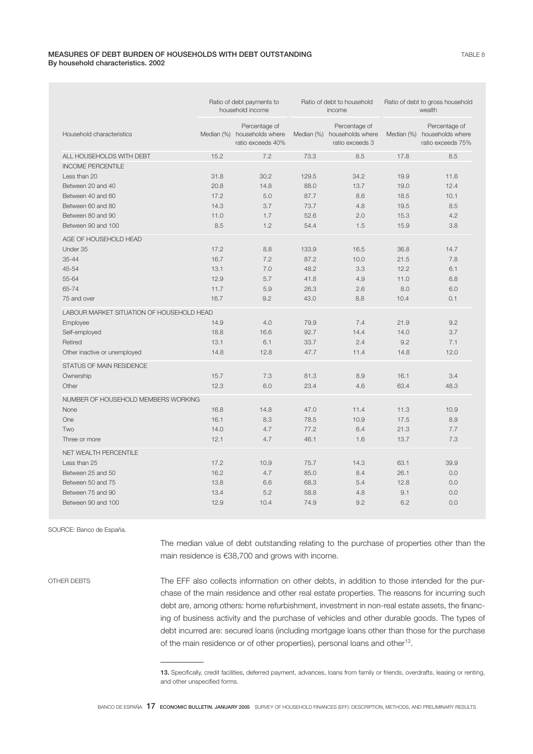**MEASURES OF DEBT BURDEN OF HOUSEHOLDS WITH DEBT OUTSTANDING**
**By household characteristics. 2002**

TABLE 8

| Household characteristics | Ratio of debt payments to household income | | Ratio of debt to household income | | Ratio of debt to gross household wealth | |
|---|---|---|---|---|---|---|
| | Median (%) | Percentage of households where ratio exceeds 40% | Median (%) | Percentage of households where ratio exceeds 3 | Median (%) | Percentage of households where ratio exceeds 75% |
| ALL HOUSEHOLDS WITH DEBT | 15.2 | 7.2 | 73.3 | 8.5 | 17.8 | 8.5 |
| INCOME PERCENTILE | | | | | | |
| Less than 20 | 31.8 | 30.2 | 129.5 | 34.2 | 19.9 | 11.6 |
| Between 20 and 40 | 20.8 | 14.8 | 88.0 | 13.7 | 19.0 | 12.4 |
| Between 40 and 60 | 17.2 | 5.0 | 87.7 | 8.6 | 18.5 | 10.1 |
| Between 60 and 80 | 14.3 | 3.7 | 73.7 | 4.8 | 19.5 | 8.5 |
| Between 80 and 90 | 11.0 | 1.7 | 52.6 | 2.0 | 15.3 | 4.2 |
| Between 90 and 100 | 8.5 | 1.2 | 54.4 | 1.5 | 15.9 | 3.8 |
| AGE OF HOUSEHOLD HEAD | | | | | | |
| Under 35 | 17.2 | 8.8 | 133.9 | 16.5 | 36.8 | 14.7 |
| 35-44 | 16.7 | 7.2 | 87.2 | 10.0 | 21.5 | 7.8 |
| 45-54 | 13.1 | 7.0 | 48.2 | 3.3 | 12.2 | 6.1 |
| 55-64 | 12.9 | 5.7 | 41.8 | 4.9 | 11.0 | 6.8 |
| 65-74 | 11.7 | 5.9 | 26.3 | 2.6 | 8.0 | 6.0 |
| 75 and over | 16.7 | 9.2 | 43.0 | 8.8 | 10.4 | 0.1 |
| LABOUR MARKET SITUATION OF HOUSEHOLD HEAD | | | | | | |
| Employee | 14.9 | 4.0 | 79.9 | 7.4 | 21.9 | 9.2 |
| Self-employed | 18.8 | 16.6 | 92.7 | 14.4 | 14.0 | 3.7 |
| Retired | 13.1 | 6.1 | 33.7 | 2.4 | 9.2 | 7.1 |
| Other inactive or unemployed | 14.8 | 12.8 | 47.7 | 11.4 | 14.8 | 12.0 |
| STATUS OF MAIN RESIDENCE | | | | | | |
| Ownership | 15.7 | 7.3 | 81.3 | 8.9 | 16.1 | 3.4 |
| Other | 12.3 | 6.0 | 23.4 | 4.6 | 63.4 | 48.3 |
| NUMBER OF HOUSEHOLD MEMBERS WORKING | | | | | | |
| None | 16.8 | 14.8 | 47.0 | 11.4 | 11.3 | 10.9 |
| One | 16.1 | 8.3 | 78.5 | 10.9 | 17.5 | 8.9 |
| Two | 14.0 | 4.7 | 77.2 | 6.4 | 21.3 | 7.7 |
| Three or more | 12.1 | 4.7 | 46.1 | 1.6 | 13.7 | 7.3 |
| NET WEALTH PERCENTILE | | | | | | |
| Less than 25 | 17.2 | 10.9 | 75.7 | 14.3 | 63.1 | 39.9 |
| Between 25 and 50 | 16.2 | 4.7 | 85.0 | 8.4 | 26.1 | 0.0 |
| Between 50 and 75 | 13.8 | 6.6 | 68.3 | 5.4 | 12.8 | 0.0 |
| Between 75 and 90 | 13.4 | 5.2 | 58.8 | 4.8 | 9.1 | 0.0 |
| Between 90 and 100 | 12.9 | 10.4 | 74.9 | 9.2 | 6.2 | 0.0 |

SOURCE: Banco de España.

The median value of debt outstanding relating to the purchase of properties other than the main residence is €38,700 and grows with income.

OTHER DEBTS

The EFF also collects information on other debts, in addition to those intended for the purchase of the main residence and other real estate properties. The reasons for incurring such debt are, among others: home refurbishment, investment in non-real estate assets, the financing of business activity and the purchase of vehicles and other durable goods. The types of debt incurred are: secured loans (including mortgage loans other than those for the purchase of the main residence or of other properties), personal loans and other[13].

13. Specifically, credit facilities, deferred payment, advances, loans from family or friends, overdrafts, leasing or renting, and other unspecified forms.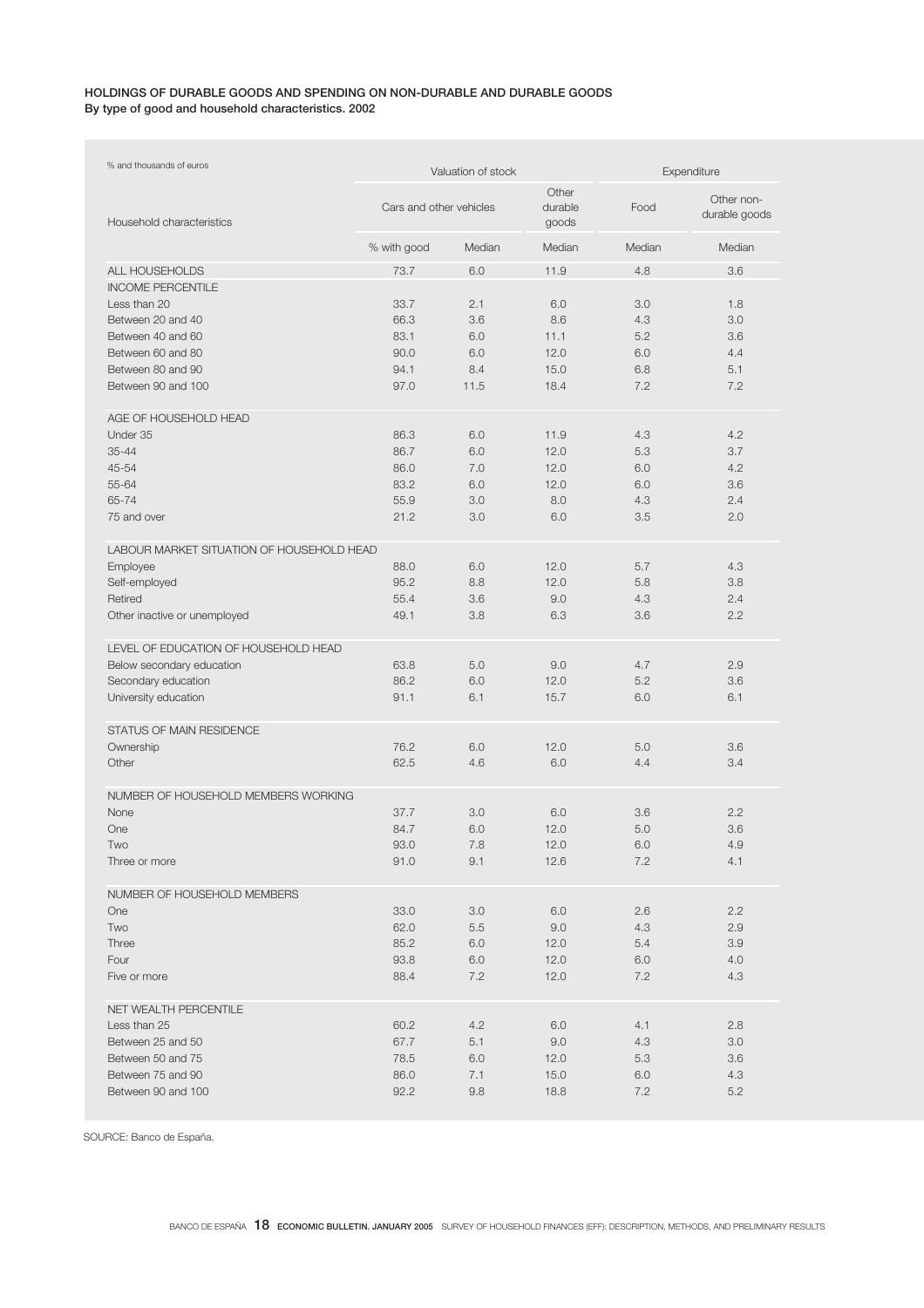**HOLDINGS OF DURABLE GOODS AND SPENDING ON NON-DURABLE AND DURABLE GOODS**
**By type of good and household characteristics. 2002**

| % and thousands of euros | Valuation of stock | | | Expenditure | |
|---|---|---|---|---|---|
| Household characteristics | Cars and other vehicles | | Other durable goods | Food | Other non-durable goods |
| | % with good | Median | Median | Median | Median |
| ALL HOUSEHOLDS | 73.7 | 6.0 | 11.9 | 4.8 | 3.6 |
| INCOME PERCENTILE | | | | | |
| Less than 20 | 33.7 | 2.1 | 6.0 | 3.0 | 1.8 |
| Between 20 and 40 | 66.3 | 3.6 | 8.6 | 4.3 | 3.0 |
| Between 40 and 60 | 83.1 | 6.0 | 11.1 | 5.2 | 3.6 |
| Between 60 and 80 | 90.0 | 6.0 | 12.0 | 6.0 | 4.4 |
| Between 80 and 90 | 94.1 | 8.4 | 15.0 | 6.8 | 5.1 |
| Between 90 and 100 | 97.0 | 11.5 | 18.4 | 7.2 | 7.2 |
| AGE OF HOUSEHOLD HEAD | | | | | |
| Under 35 | 86.3 | 6.0 | 11.9 | 4.3 | 4.2 |
| 35-44 | 86.7 | 6.0 | 12.0 | 5.3 | 3.7 |
| 45-54 | 86.0 | 7.0 | 12.0 | 6.0 | 4.2 |
| 55-64 | 83.2 | 6.0 | 12.0 | 6.0 | 3.6 |
| 65-74 | 55.9 | 3.0 | 8.0 | 4.3 | 2.4 |
| 75 and over | 21.2 | 3.0 | 6.0 | 3.5 | 2.0 |
| LABOUR MARKET SITUATION OF HOUSEHOLD HEAD | | | | | |
| Employee | 88.0 | 6.0 | 12.0 | 5.7 | 4.3 |
| Self-employed | 95.2 | 8.8 | 12.0 | 5.8 | 3.8 |
| Retired | 55.4 | 3.6 | 9.0 | 4.3 | 2.4 |
| Other inactive or unemployed | 49.1 | 3.8 | 6.3 | 3.6 | 2.2 |
| LEVEL OF EDUCATION OF HOUSEHOLD HEAD | | | | | |
| Below secondary education | 63.8 | 5.0 | 9.0 | 4.7 | 2.9 |
| Secondary education | 86.2 | 6.0 | 12.0 | 5.2 | 3.6 |
| University education | 91.1 | 6.1 | 15.7 | 6.0 | 6.1 |
| STATUS OF MAIN RESIDENCE | | | | | |
| Ownership | 76.2 | 6.0 | 12.0 | 5.0 | 3.6 |
| Other | 62.5 | 4.6 | 6.0 | 4.4 | 3.4 |
| NUMBER OF HOUSEHOLD MEMBERS WORKING | | | | | |
| None | 37.7 | 3.0 | 6.0 | 3.6 | 2.2 |
| One | 84.7 | 6.0 | 12.0 | 5.0 | 3.6 |
| Two | 93.0 | 7.8 | 12.0 | 6.0 | 4.9 |
| Three or more | 91.0 | 9.1 | 12.6 | 7.2 | 4.1 |
| NUMBER OF HOUSEHOLD MEMBERS | | | | | |
| One | 33.0 | 3.0 | 6.0 | 2.6 | 2.2 |
| Two | 62.0 | 5.5 | 9.0 | 4.3 | 2.9 |
| Three | 85.2 | 6.0 | 12.0 | 5.4 | 3.9 |
| Four | 93.8 | 6.0 | 12.0 | 6.0 | 4.0 |
| Five or more | 88.4 | 7.2 | 12.0 | 7.2 | 4.3 |
| NET WEALTH PERCENTILE | | | | | |
| Less than 25 | 60.2 | 4.2 | 6.0 | 4.1 | 2.8 |
| Between 25 and 50 | 67.7 | 5.1 | 9.0 | 4.3 | 3.0 |
| Between 50 and 75 | 78.5 | 6.0 | 12.0 | 5.3 | 3.6 |
| Between 75 and 90 | 86.0 | 7.1 | 15.0 | 6.0 | 4.3 |
| Between 90 and 100 | 92.2 | 9.8 | 18.8 | 7.2 | 5.2 |

SOURCE: Banco de España.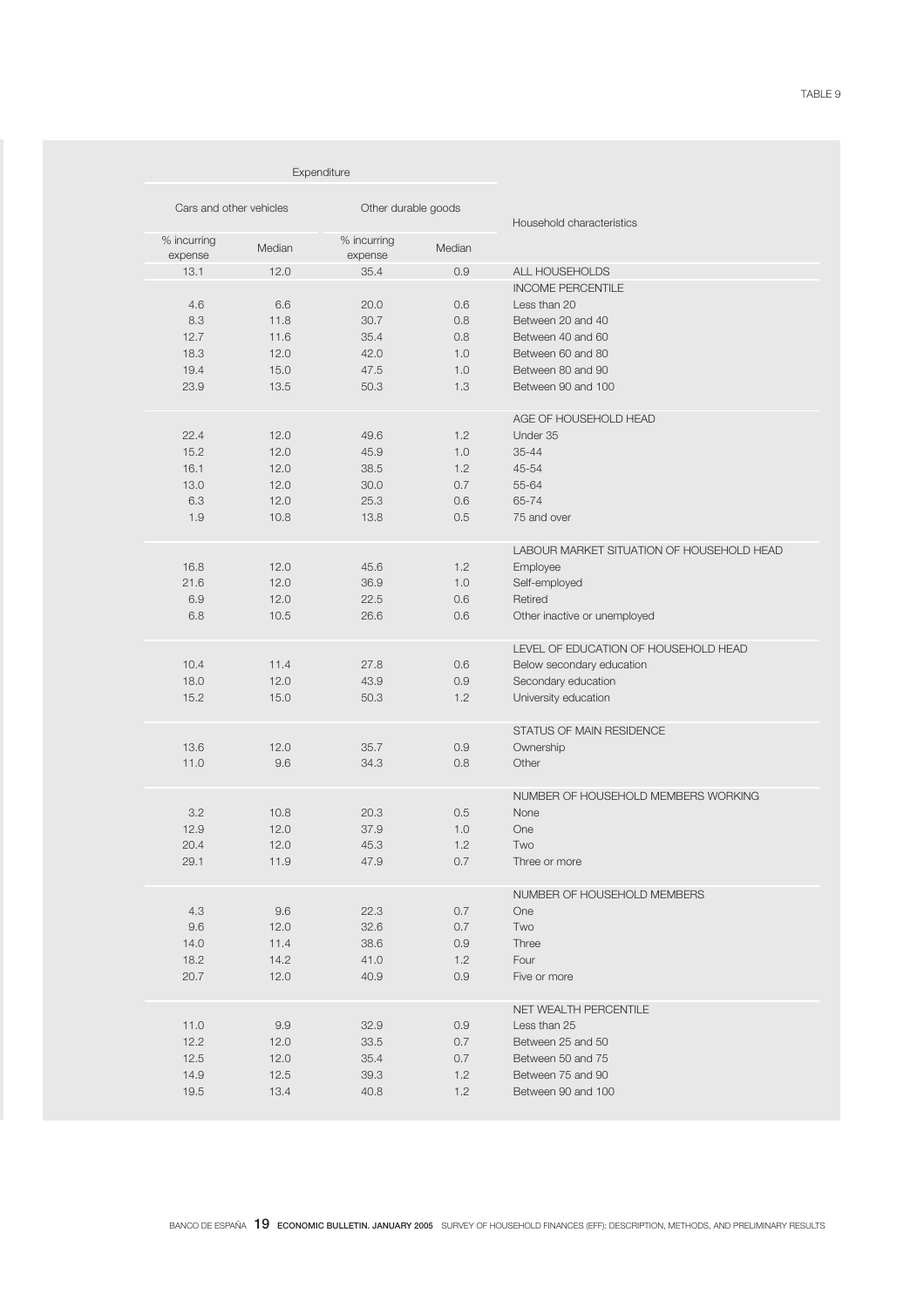TABLE 9

| Expenditure | | | | |
|---|---|---|---|---|
| Cars and other vehicles | | Other durable goods | | Household characteristics |
| % incurring expense | Median | % incurring expense | Median | |
| 13.1 | 12.0 | 35.4 | 0.9 | ALL HOUSEHOLDS |
| | | | | INCOME PERCENTILE |
| 4.6 | 6.6 | 20.0 | 0.6 | Less than 20 |
| 8.3 | 11.8 | 30.7 | 0.8 | Between 20 and 40 |
| 12.7 | 11.6 | 35.4 | 0.8 | Between 40 and 60 |
| 18.3 | 12.0 | 42.0 | 1.0 | Between 60 and 80 |
| 19.4 | 15.0 | 47.5 | 1.0 | Between 80 and 90 |
| 23.9 | 13.5 | 50.3 | 1.3 | Between 90 and 100 |
| | | | | AGE OF HOUSEHOLD HEAD |
| 22.4 | 12.0 | 49.6 | 1.2 | Under 35 |
| 15.2 | 12.0 | 45.9 | 1.0 | 35-44 |
| 16.1 | 12.0 | 38.5 | 1.2 | 45-54 |
| 13.0 | 12.0 | 30.0 | 0.7 | 55-64 |
| 6.3 | 12.0 | 25.3 | 0.6 | 65-74 |
| 1.9 | 10.8 | 13.8 | 0.5 | 75 and over |
| | | | | LABOUR MARKET SITUATION OF HOUSEHOLD HEAD |
| 16.8 | 12.0 | 45.6 | 1.2 | Employee |
| 21.6 | 12.0 | 36.9 | 1.0 | Self-employed |
| 6.9 | 12.0 | 22.5 | 0.6 | Retired |
| 6.8 | 10.5 | 26.6 | 0.6 | Other inactive or unemployed |
| | | | | LEVEL OF EDUCATION OF HOUSEHOLD HEAD |
| 10.4 | 11.4 | 27.8 | 0.6 | Below secondary education |
| 18.0 | 12.0 | 43.9 | 0.9 | Secondary education |
| 15.2 | 15.0 | 50.3 | 1.2 | University education |
| | | | | STATUS OF MAIN RESIDENCE |
| 13.6 | 12.0 | 35.7 | 0.9 | Ownership |
| 11.0 | 9.6 | 34.3 | 0.8 | Other |
| | | | | NUMBER OF HOUSEHOLD MEMBERS WORKING |
| 3.2 | 10.8 | 20.3 | 0.5 | None |
| 12.9 | 12.0 | 37.9 | 1.0 | One |
| 20.4 | 12.0 | 45.3 | 1.2 | Two |
| 29.1 | 11.9 | 47.9 | 0.7 | Three or more |
| | | | | NUMBER OF HOUSEHOLD MEMBERS |
| 4.3 | 9.6 | 22.3 | 0.7 | One |
| 9.6 | 12.0 | 32.6 | 0.7 | Two |
| 14.0 | 11.4 | 38.6 | 0.9 | Three |
| 18.2 | 14.2 | 41.0 | 1.2 | Four |
| 20.7 | 12.0 | 40.9 | 0.9 | Five or more |
| | | | | NET WEALTH PERCENTILE |
| 11.0 | 9.9 | 32.9 | 0.9 | Less than 25 |
| 12.2 | 12.0 | 33.5 | 0.7 | Between 25 and 50 |
| 12.5 | 12.0 | 35.4 | 0.7 | Between 50 and 75 |
| 14.9 | 12.5 | 39.3 | 1.2 | Between 75 and 90 |
| 19.5 | 13.4 | 40.8 | 1.2 | Between 90 and 100 |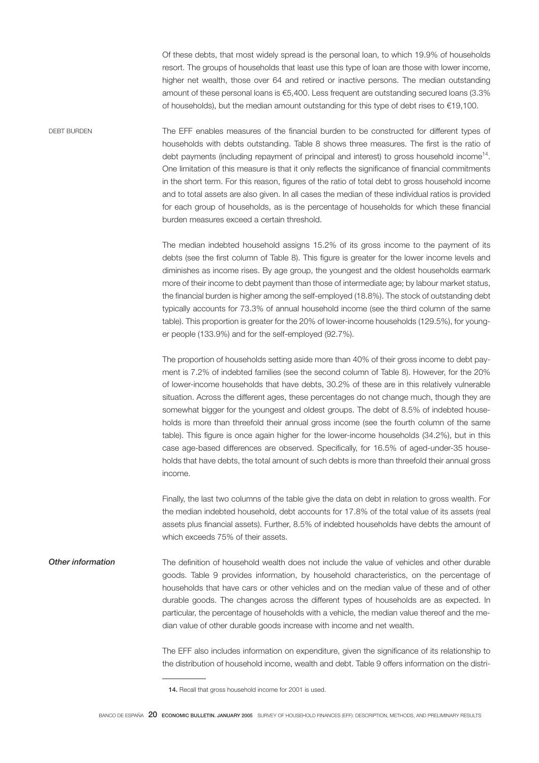Of these debts, that most widely spread is the personal loan, to which 19.9% of households resort. The groups of households that least use this type of loan are those with lower income, higher net wealth, those over 64 and retired or inactive persons. The median outstanding amount of these personal loans is €5,400. Less frequent are outstanding secured loans (3.3% of households), but the median amount outstanding for this type of debt rises to €19,100.

DEBT BURDEN

The EFF enables measures of the financial burden to be constructed for different types of households with debts outstanding. Table 8 shows three measures. The first is the ratio of debt payments (including repayment of principal and interest) to gross household income[14]. One limitation of this measure is that it only reflects the significance of financial commitments in the short term. For this reason, figures of the ratio of total debt to gross household income and to total assets are also given. In all cases the median of these individual ratios is provided for each group of households, as is the percentage of households for which these financial burden measures exceed a certain threshold.

The median indebted household assigns 15.2% of its gross income to the payment of its debts (see the first column of Table 8). This figure is greater for the lower income levels and diminishes as income rises. By age group, the youngest and the oldest households earmark more of their income to debt payment than those of intermediate age; by labour market status, the financial burden is higher among the self-employed (18.8%). The stock of outstanding debt typically accounts for 73.3% of annual household income (see the third column of the same table). This proportion is greater for the 20% of lower-income households (129.5%), for younger people (133.9%) and for the self-employed (92.7%).

The proportion of households setting aside more than 40% of their gross income to debt payment is 7.2% of indebted families (see the second column of Table 8). However, for the 20% of lower-income households that have debts, 30.2% of these are in this relatively vulnerable situation. Across the different ages, these percentages do not change much, though they are somewhat bigger for the youngest and oldest groups. The debt of 8.5% of indebted households is more than threefold their annual gross income (see the fourth column of the same table). This figure is once again higher for the lower-income households (34.2%), but in this case age-based differences are observed. Specifically, for 16.5% of aged-under-35 households that have debts, the total amount of such debts is more than threefold their annual gross income.

Finally, the last two columns of the table give the data on debt in relation to gross wealth. For the median indebted household, debt accounts for 17.8% of the total value of its assets (real assets plus financial assets). Further, 8.5% of indebted households have debts the amount of which exceeds 75% of their assets.

*Other information*

The definition of household wealth does not include the value of vehicles and other durable goods. Table 9 provides information, by household characteristics, on the percentage of households that have cars or other vehicles and on the median value of these and of other durable goods. The changes across the different types of households are as expected. In particular, the percentage of households with a vehicle, the median value thereof and the median value of other durable goods increase with income and net wealth.

The EFF also includes information on expenditure, given the significance of its relationship to the distribution of household income, wealth and debt. Table 9 offers information on the distri-

---

14. Recall that gross household income for 2001 is used.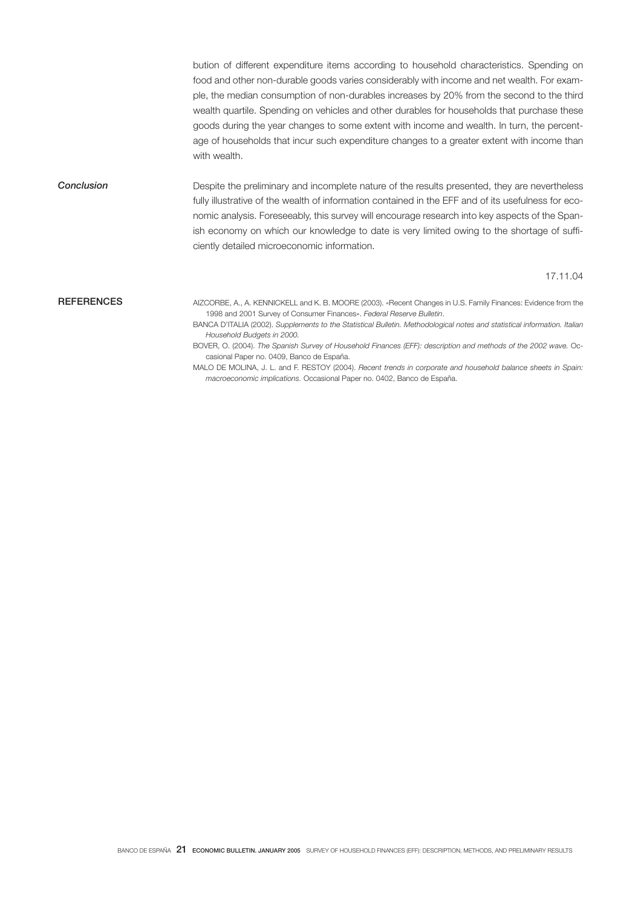bution of different expenditure items according to household characteristics. Spending on food and other non-durable goods varies considerably with income and net wealth. For example, the median consumption of non-durables increases by 20% from the second to the third wealth quartile. Spending on vehicles and other durables for households that purchase these goods during the year changes to some extent with income and wealth. In turn, the percentage of households that incur such expenditure changes to a greater extent with income than with wealth.

### *Conclusion*

Despite the preliminary and incomplete nature of the results presented, they are nevertheless fully illustrative of the wealth of information contained in the EFF and of its usefulness for economic analysis. Foreseeably, this survey will encourage research into key aspects of the Spanish economy on which our knowledge to date is very limited owing to the shortage of sufficiently detailed microeconomic information.

17.11.04

## REFERENCES

AIZCORBE, A., A. KENNICKELL and K. B. MOORE (2003). «Recent Changes in U.S. Family Finances: Evidence from the 1998 and 2001 Survey of Consumer Finances». *Federal Reserve Bulletin*.

BANCA D'ITALIA (2002). *Supplements to the Statistical Bulletin. Methodological notes and statistical information. Italian Household Budgets in 2000.*

BOVER, O. (2004). *The Spanish Survey of Household Finances (EFF): description and methods of the 2002 wave.* Occasional Paper no. 0409, Banco de España.

MALO DE MOLINA, J. L. and F. RESTOY (2004). *Recent trends in corporate and household balance sheets in Spain: macroeconomic implications.* Occasional Paper no. 0402, Banco de España.